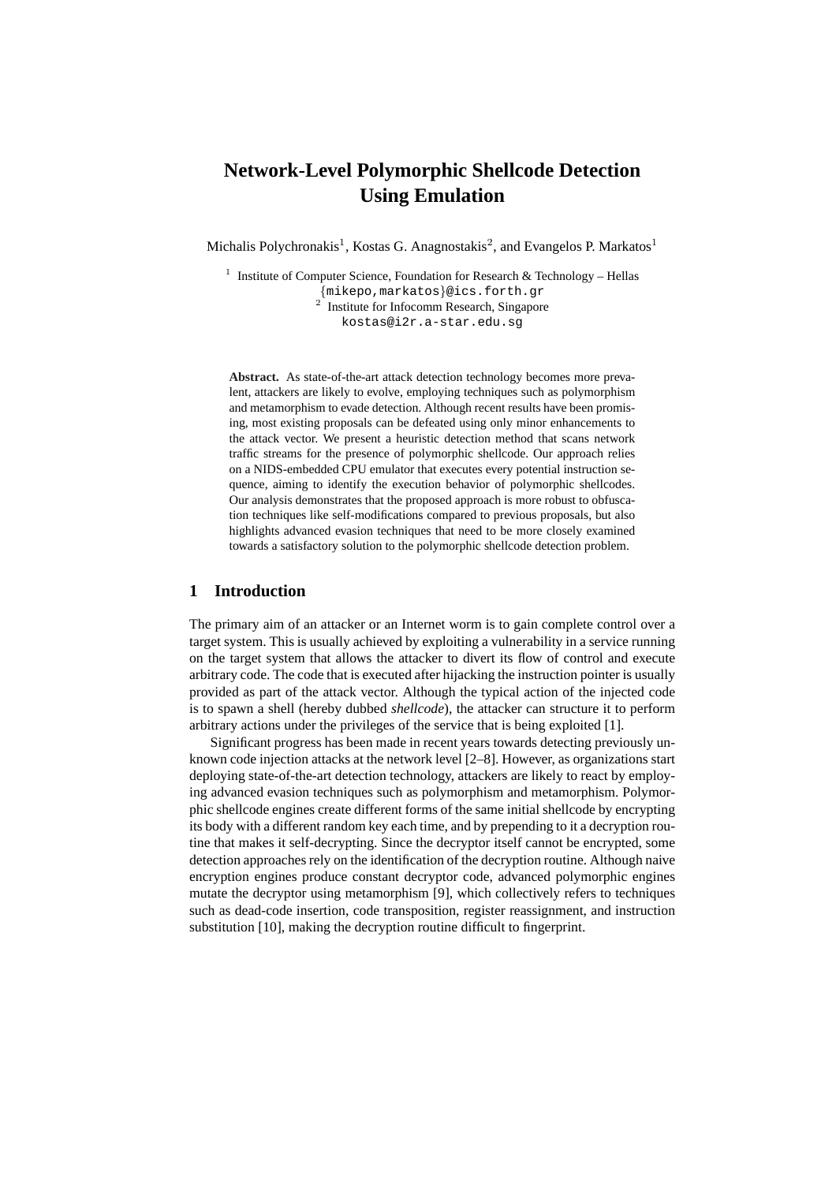# Network-Level Polymorphic Shellcode Detection Using Emulation

Michalis Polychronakis[1], Kostas G. Anagnostakis[2], and Evangelos P. Markatos[1]

[1] Institute of Computer Science, Foundation for Research & Technology – Hellas
{mikepo,markatos}@ics.forth.gr
[2] Institute for Infocomm Research, Singapore
kostas@i2r.a-star.edu.sg

**Abstract.** As state-of-the-art attack detection technology becomes more prevalent, attackers are likely to evolve, employing techniques such as polymorphism and metamorphism to evade detection. Although recent results have been promising, most existing proposals can be defeated using only minor enhancements to the attack vector. We present a heuristic detection method that scans network traffic streams for the presence of polymorphic shellcode. Our approach relies on a NIDS-embedded CPU emulator that executes every potential instruction sequence, aiming to identify the execution behavior of polymorphic shellcodes. Our analysis demonstrates that the proposed approach is more robust to obfuscation techniques like self-modifications compared to previous proposals, but also highlights advanced evasion techniques that need to be more closely examined towards a satisfactory solution to the polymorphic shellcode detection problem.

## 1 Introduction

The primary aim of an attacker or an Internet worm is to gain complete control over a target system. This is usually achieved by exploiting a vulnerability in a service running on the target system that allows the attacker to divert its flow of control and execute arbitrary code. The code that is executed after hijacking the instruction pointer is usually provided as part of the attack vector. Although the typical action of the injected code is to spawn a shell (hereby dubbed *shellcode*), the attacker can structure it to perform arbitrary actions under the privileges of the service that is being exploited [1].

Significant progress has been made in recent years towards detecting previously unknown code injection attacks at the network level [2–8]. However, as organizations start deploying state-of-the-art detection technology, attackers are likely to react by employing advanced evasion techniques such as polymorphism and metamorphism. Polymorphic shellcode engines create different forms of the same initial shellcode by encrypting its body with a different random key each time, and by prepending to it a decryption routine that makes it self-decrypting. Since the decryptor itself cannot be encrypted, some detection approaches rely on the identification of the decryption routine. Although naive encryption engines produce constant decryptor code, advanced polymorphic engines mutate the decryptor using metamorphism [9], which collectively refers to techniques such as dead-code insertion, code transposition, register reassignment, and instruction substitution [10], making the decryption routine difficult to fingerprint.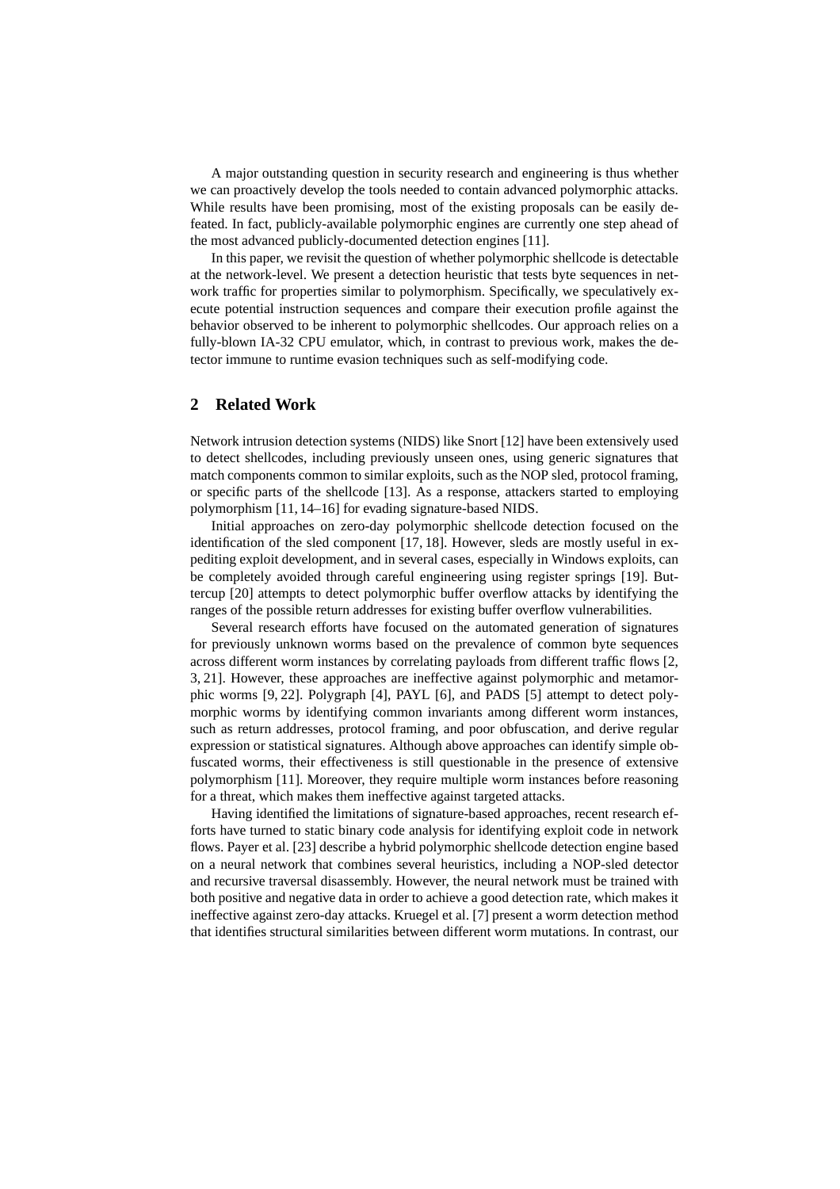A major outstanding question in security research and engineering is thus whether we can proactively develop the tools needed to contain advanced polymorphic attacks. While results have been promising, most of the existing proposals can be easily defeated. In fact, publicly-available polymorphic engines are currently one step ahead of the most advanced publicly-documented detection engines [11].

In this paper, we revisit the question of whether polymorphic shellcode is detectable at the network-level. We present a detection heuristic that tests byte sequences in network traffic for properties similar to polymorphism. Specifically, we speculatively execute potential instruction sequences and compare their execution profile against the behavior observed to be inherent to polymorphic shellcodes. Our approach relies on a fully-blown IA-32 CPU emulator, which, in contrast to previous work, makes the detector immune to runtime evasion techniques such as self-modifying code.

## 2 Related Work

Network intrusion detection systems (NIDS) like Snort [12] have been extensively used to detect shellcodes, including previously unseen ones, using generic signatures that match components common to similar exploits, such as the NOP sled, protocol framing, or specific parts of the shellcode [13]. As a response, attackers started to employing polymorphism [11, 14–16] for evading signature-based NIDS.

Initial approaches on zero-day polymorphic shellcode detection focused on the identification of the sled component [17, 18]. However, sleds are mostly useful in expediting exploit development, and in several cases, especially in Windows exploits, can be completely avoided through careful engineering using register springs [19]. Buttercup [20] attempts to detect polymorphic buffer overflow attacks by identifying the ranges of the possible return addresses for existing buffer overflow vulnerabilities.

Several research efforts have focused on the automated generation of signatures for previously unknown worms based on the prevalence of common byte sequences across different worm instances by correlating payloads from different traffic flows [2, 3, 21]. However, these approaches are ineffective against polymorphic and metamorphic worms [9, 22]. Polygraph [4], PAYL [6], and PADS [5] attempt to detect polymorphic worms by identifying common invariants among different worm instances, such as return addresses, protocol framing, and poor obfuscation, and derive regular expression or statistical signatures. Although above approaches can identify simple obfuscated worms, their effectiveness is still questionable in the presence of extensive polymorphism [11]. Moreover, they require multiple worm instances before reasoning for a threat, which makes them ineffective against targeted attacks.

Having identified the limitations of signature-based approaches, recent research efforts have turned to static binary code analysis for identifying exploit code in network flows. Payer et al. [23] describe a hybrid polymorphic shellcode detection engine based on a neural network that combines several heuristics, including a NOP-sled detector and recursive traversal disassembly. However, the neural network must be trained with both positive and negative data in order to achieve a good detection rate, which makes it ineffective against zero-day attacks. Kruegel et al. [7] present a worm detection method that identifies structural similarities between different worm mutations. In contrast, our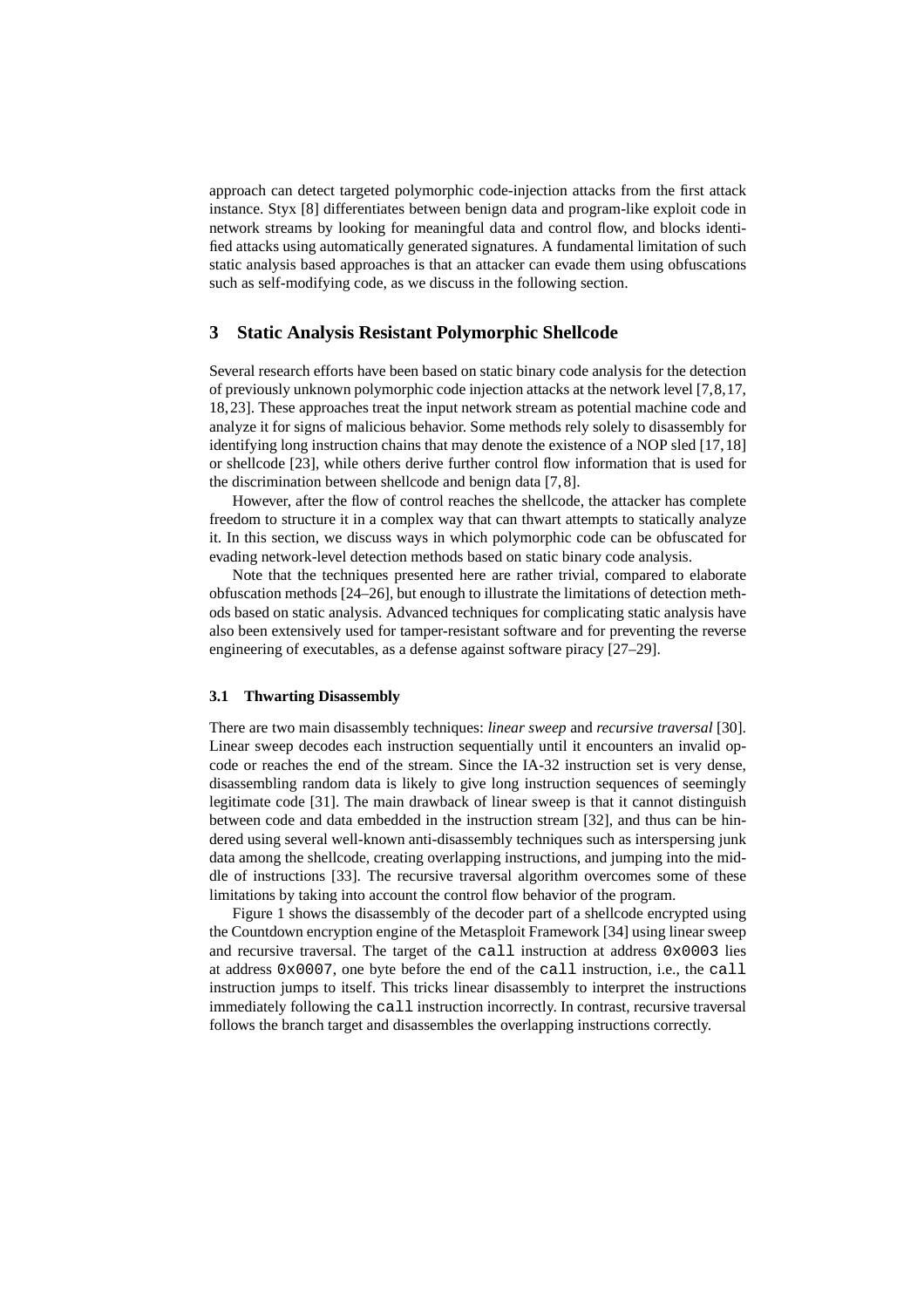approach can detect targeted polymorphic code-injection attacks from the first attack instance. Styx [8] differentiates between benign data and program-like exploit code in network streams by looking for meaningful data and control flow, and blocks identified attacks using automatically generated signatures. A fundamental limitation of such static analysis based approaches is that an attacker can evade them using obfuscations such as self-modifying code, as we discuss in the following section.

## 3 Static Analysis Resistant Polymorphic Shellcode

Several research efforts have been based on static binary code analysis for the detection of previously unknown polymorphic code injection attacks at the network level [7,8,17, 18,23]. These approaches treat the input network stream as potential machine code and analyze it for signs of malicious behavior. Some methods rely solely to disassembly for identifying long instruction chains that may denote the existence of a NOP sled [17,18] or shellcode [23], while others derive further control flow information that is used for the discrimination between shellcode and benign data [7,8].

However, after the flow of control reaches the shellcode, the attacker has complete freedom to structure it in a complex way that can thwart attempts to statically analyze it. In this section, we discuss ways in which polymorphic code can be obfuscated for evading network-level detection methods based on static binary code analysis.

Note that the techniques presented here are rather trivial, compared to elaborate obfuscation methods [24–26], but enough to illustrate the limitations of detection methods based on static analysis. Advanced techniques for complicating static analysis have also been extensively used for tamper-resistant software and for preventing the reverse engineering of executables, as a defense against software piracy [27–29].

### 3.1 Thwarting Disassembly

There are two main disassembly techniques: *linear sweep* and *recursive traversal* [30]. Linear sweep decodes each instruction sequentially until it encounters an invalid opcode or reaches the end of the stream. Since the IA-32 instruction set is very dense, disassembling random data is likely to give long instruction sequences of seemingly legitimate code [31]. The main drawback of linear sweep is that it cannot distinguish between code and data embedded in the instruction stream [32], and thus can be hindered using several well-known anti-disassembly techniques such as interspersing junk data among the shellcode, creating overlapping instructions, and jumping into the middle of instructions [33]. The recursive traversal algorithm overcomes some of these limitations by taking into account the control flow behavior of the program.

Figure 1 shows the disassembly of the decoder part of a shellcode encrypted using the Countdown encryption engine of the Metasploit Framework [34] using linear sweep and recursive traversal. The target of the `call` instruction at address `0x0003` lies at address `0x0007`, one byte before the end of the `call` instruction, i.e., the `call` instruction jumps to itself. This tricks linear disassembly to interpret the instructions immediately following the `call` instruction incorrectly. In contrast, recursive traversal follows the branch target and disassembles the overlapping instructions correctly.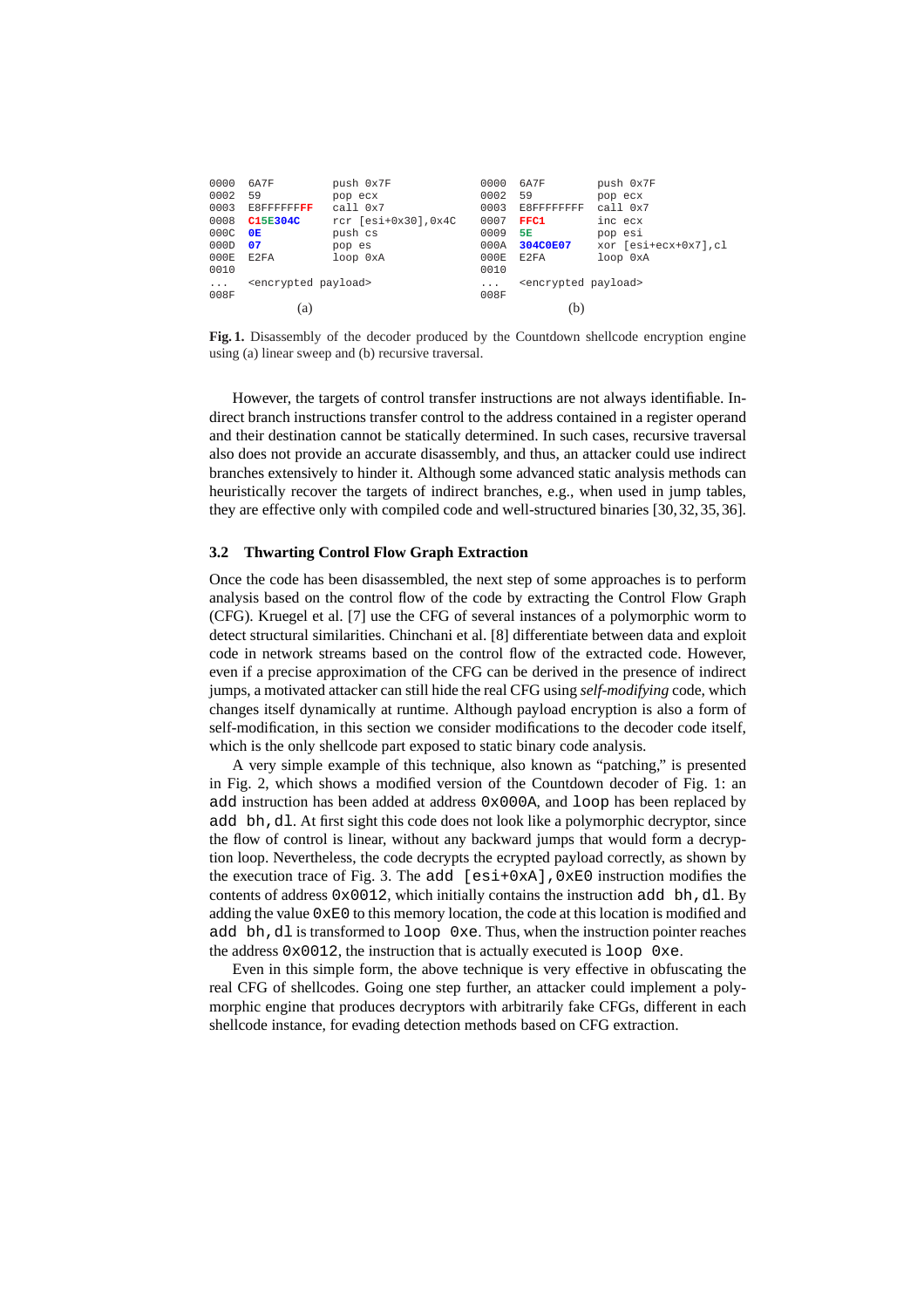```
0000  6A7F          push 0x7F
0002  59            pop ecx
0003  E8FFFFFFFF    call 0x7
0008  C15E304C      rcr [esi+0x30],0x4C
000C  0E            push cs
000D  07            pop es
000E  E2FA          loop 0xA
0010
...   <encrypted payload>
008F
```

(a)

```
0000  6A7F          push 0x7F
0002  59            pop ecx
0003  E8FFFFFFFF    call 0x7
0007  FFC1          inc ecx
0009  5E            pop esi
000A  304C0E07      xor [esi+ecx+0x7],cl
000E  E2FA          loop 0xA
0010
...   <encrypted payload>
008F
```

(b)

**Fig. 1.** Disassembly of the decoder produced by the Countdown shellcode encryption engine using (a) linear sweep and (b) recursive traversal.

However, the targets of control transfer instructions are not always identifiable. Indirect branch instructions transfer control to the address contained in a register operand and their destination cannot be statically determined. In such cases, recursive traversal also does not provide an accurate disassembly, and thus, an attacker could use indirect branches extensively to hinder it. Although some advanced static analysis methods can heuristically recover the targets of indirect branches, e.g., when used in jump tables, they are effective only with compiled code and well-structured binaries [30, 32, 35, 36].

### 3.2 Thwarting Control Flow Graph Extraction

Once the code has been disassembled, the next step of some approaches is to perform analysis based on the control flow of the code by extracting the Control Flow Graph (CFG). Kruegel et al. [7] use the CFG of several instances of a polymorphic worm to detect structural similarities. Chinchani et al. [8] differentiate between data and exploit code in network streams based on the control flow of the extracted code. However, even if a precise approximation of the CFG can be derived in the presence of indirect jumps, a motivated attacker can still hide the real CFG using *self-modifying* code, which changes itself dynamically at runtime. Although payload encryption is also a form of self-modification, in this section we consider modifications to the decoder code itself, which is the only shellcode part exposed to static binary code analysis.

A very simple example of this technique, also known as "patching," is presented in Fig. 2, which shows a modified version of the Countdown decoder of Fig. 1: an `add` instruction has been added at address `0x000A`, and `loop` has been replaced by `add bh,dl`. At first sight this code does not look like a polymorphic decryptor, since the flow of control is linear, without any backward jumps that would form a decryption loop. Nevertheless, the code decrypts the ecrypted payload correctly, as shown by the execution trace of Fig. 3. The `add [esi+0xA],0xE0` instruction modifies the contents of address `0x0012`, which initially contains the instruction `add bh,dl`. By adding the value `0xE0` to this memory location, the code at this location is modified and `add bh,dl` is transformed to `loop 0xe`. Thus, when the instruction pointer reaches the address `0x0012`, the instruction that is actually executed is `loop 0xe`.

Even in this simple form, the above technique is very effective in obfuscating the real CFG of shellcodes. Going one step further, an attacker could implement a polymorphic engine that produces decryptors with arbitrarily fake CFGs, different in each shellcode instance, for evading detection methods based on CFG extraction.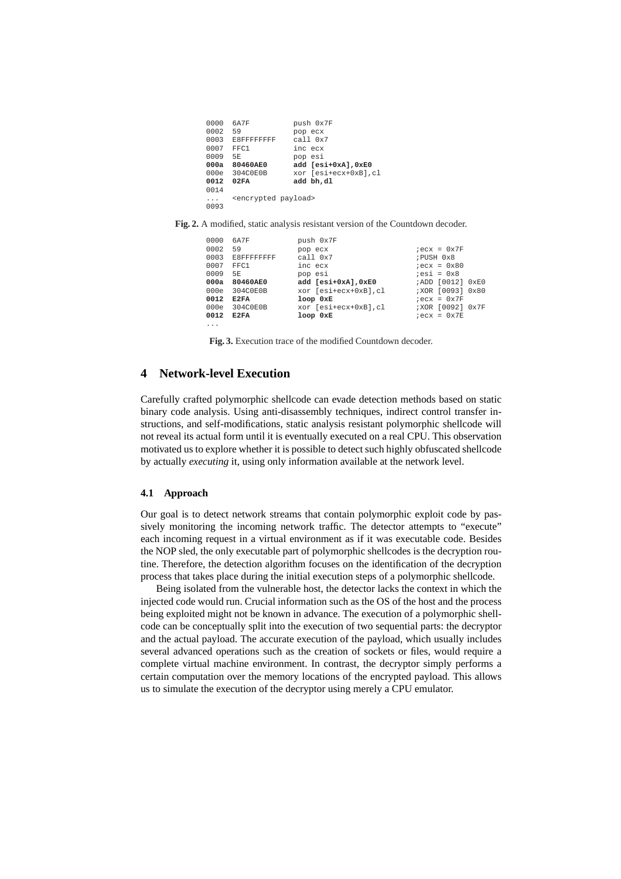```
0000  6A7F         push 0x7F
0002  59           pop ecx
0003  E8FFFFFFFF   call 0x7
0007  FFC1         inc ecx
0009  5E           pop esi
000a  80460AE0     add [esi+0xA],0xE0
000e  304C0E0B     xor [esi+ecx+0xB],cl
0012  02FA         add bh,dl
0014
...   <encrypted payload>
0093
```

**Fig. 2.** A modified, static analysis resistant version of the Countdown decoder.

```
0000  6A7F         push 0x7F
0002  59           pop ecx                  ;ecx = 0x7F
0003  E8FFFFFFFF   call 0x7                 ;PUSH 0x8
0007  FFC1         inc ecx                  ;ecx = 0x80
0009  5E           pop esi                  ;esi = 0x8
000a  80460AE0     add [esi+0xA],0xE0       ;ADD [0012] 0xE0
000e  304C0E0B     xor [esi+ecx+0xB],cl     ;XOR [0093] 0x80
0012  E2FA         loop 0xE                 ;ecx = 0x7F
000e  304C0E0B     xor [esi+ecx+0xB],cl     ;XOR [0092] 0x7F
0012  E2FA         loop 0xE                 ;ecx = 0x7E
...
```

**Fig. 3.** Execution trace of the modified Countdown decoder.

## 4 Network-level Execution

Carefully crafted polymorphic shellcode can evade detection methods based on static binary code analysis. Using anti-disassembly techniques, indirect control transfer instructions, and self-modifications, static analysis resistant polymorphic shellcode will not reveal its actual form until it is eventually executed on a real CPU. This observation motivated us to explore whether it is possible to detect such highly obfuscated shellcode by actually *executing* it, using only information available at the network level.

### 4.1 Approach

Our goal is to detect network streams that contain polymorphic exploit code by passively monitoring the incoming network traffic. The detector attempts to "execute" each incoming request in a virtual environment as if it was executable code. Besides the NOP sled, the only executable part of polymorphic shellcodes is the decryption routine. Therefore, the detection algorithm focuses on the identification of the decryption process that takes place during the initial execution steps of a polymorphic shellcode.

Being isolated from the vulnerable host, the detector lacks the context in which the injected code would run. Crucial information such as the OS of the host and the process being exploited might not be known in advance. The execution of a polymorphic shellcode can be conceptually split into the execution of two sequential parts: the decryptor and the actual payload. The accurate execution of the payload, which usually includes several advanced operations such as the creation of sockets or files, would require a complete virtual machine environment. In contrast, the decryptor simply performs a certain computation over the memory locations of the encrypted payload. This allows us to simulate the execution of the decryptor using merely a CPU emulator.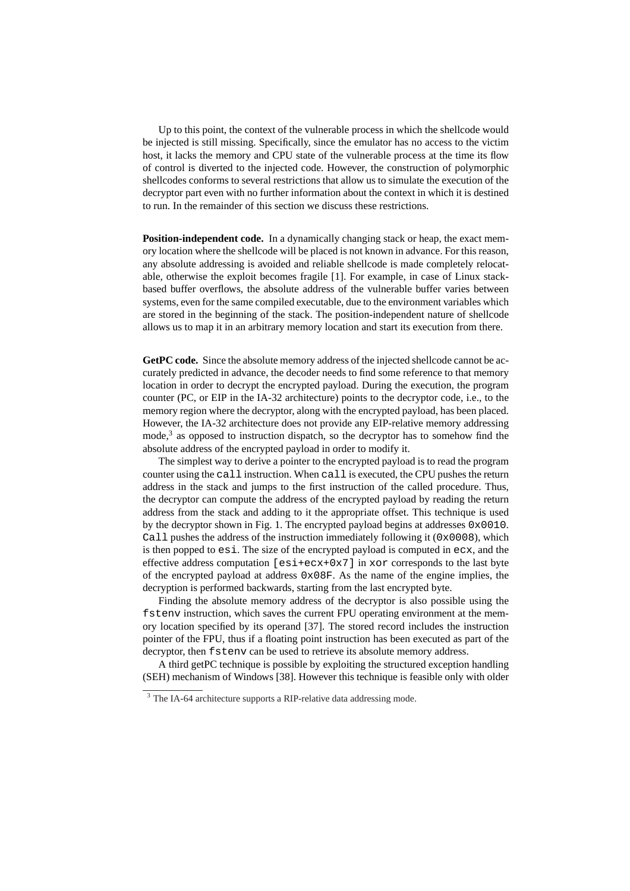Up to this point, the context of the vulnerable process in which the shellcode would be injected is still missing. Specifically, since the emulator has no access to the victim host, it lacks the memory and CPU state of the vulnerable process at the time its flow of control is diverted to the injected code. However, the construction of polymorphic shellcodes conforms to several restrictions that allow us to simulate the execution of the decryptor part even with no further information about the context in which it is destined to run. In the remainder of this section we discuss these restrictions.

**Position-independent code.** In a dynamically changing stack or heap, the exact memory location where the shellcode will be placed is not known in advance. For this reason, any absolute addressing is avoided and reliable shellcode is made completely relocatable, otherwise the exploit becomes fragile [1]. For example, in case of Linux stack-based buffer overflows, the absolute address of the vulnerable buffer varies between systems, even for the same compiled executable, due to the environment variables which are stored in the beginning of the stack. The position-independent nature of shellcode allows us to map it in an arbitrary memory location and start its execution from there.

**GetPC code.** Since the absolute memory address of the injected shellcode cannot be accurately predicted in advance, the decoder needs to find some reference to that memory location in order to decrypt the encrypted payload. During the execution, the program counter (PC, or EIP in the IA-32 architecture) points to the decryptor code, i.e., to the memory region where the decryptor, along with the encrypted payload, has been placed. However, the IA-32 architecture does not provide any EIP-relative memory addressing mode,[3] as opposed to instruction dispatch, so the decryptor has to somehow find the absolute address of the encrypted payload in order to modify it.

The simplest way to derive a pointer to the encrypted payload is to read the program counter using the `call` instruction. When `call` is executed, the CPU pushes the return address in the stack and jumps to the first instruction of the called procedure. Thus, the decryptor can compute the address of the encrypted payload by reading the return address from the stack and adding to it the appropriate offset. This technique is used by the decryptor shown in Fig. 1. The encrypted payload begins at addresses `0x0010`. `Call` pushes the address of the instruction immediately following it (`0x0008`), which is then popped to `esi`. The size of the encrypted payload is computed in `ecx`, and the effective address computation `[esi+ecx+0x7]` in `xor` corresponds to the last byte of the encrypted payload at address `0x08F`. As the name of the engine implies, the decryption is performed backwards, starting from the last encrypted byte.

Finding the absolute memory address of the decryptor is also possible using the `fstenv` instruction, which saves the current FPU operating environment at the memory location specified by its operand [37]. The stored record includes the instruction pointer of the FPU, thus if a floating point instruction has been executed as part of the decryptor, then `fstenv` can be used to retrieve its absolute memory address.

A third getPC technique is possible by exploiting the structured exception handling (SEH) mechanism of Windows [38]. However this technique is feasible only with older

[3] The IA-64 architecture supports a RIP-relative data addressing mode.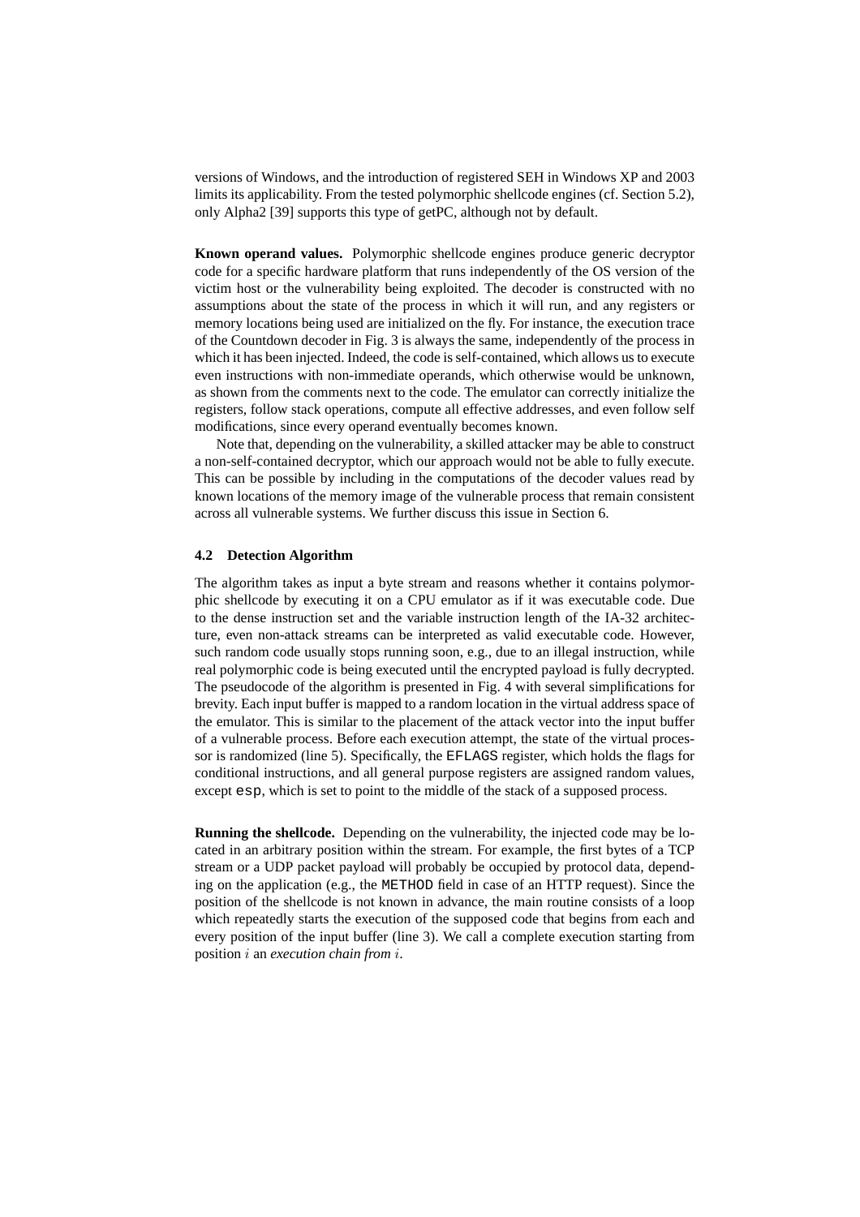versions of Windows, and the introduction of registered SEH in Windows XP and 2003 limits its applicability. From the tested polymorphic shellcode engines (cf. Section 5.2), only Alpha2 [39] supports this type of getPC, although not by default.

**Known operand values.** Polymorphic shellcode engines produce generic decryptor code for a specific hardware platform that runs independently of the OS version of the victim host or the vulnerability being exploited. The decoder is constructed with no assumptions about the state of the process in which it will run, and any registers or memory locations being used are initialized on the fly. For instance, the execution trace of the Countdown decoder in Fig. 3 is always the same, independently of the process in which it has been injected. Indeed, the code is self-contained, which allows us to execute even instructions with non-immediate operands, which otherwise would be unknown, as shown from the comments next to the code. The emulator can correctly initialize the registers, follow stack operations, compute all effective addresses, and even follow self modifications, since every operand eventually becomes known.

Note that, depending on the vulnerability, a skilled attacker may be able to construct a non-self-contained decryptor, which our approach would not be able to fully execute. This can be possible by including in the computations of the decoder values read by known locations of the memory image of the vulnerable process that remain consistent across all vulnerable systems. We further discuss this issue in Section 6.

### 4.2 Detection Algorithm

The algorithm takes as input a byte stream and reasons whether it contains polymorphic shellcode by executing it on a CPU emulator as if it was executable code. Due to the dense instruction set and the variable instruction length of the IA-32 architecture, even non-attack streams can be interpreted as valid executable code. However, such random code usually stops running soon, e.g., due to an illegal instruction, while real polymorphic code is being executed until the encrypted payload is fully decrypted. The pseudocode of the algorithm is presented in Fig. 4 with several simplifications for brevity. Each input buffer is mapped to a random location in the virtual address space of the emulator. This is similar to the placement of the attack vector into the input buffer of a vulnerable process. Before each execution attempt, the state of the virtual processor is randomized (line 5). Specifically, the `EFLAGS` register, which holds the flags for conditional instructions, and all general purpose registers are assigned random values, except `esp`, which is set to point to the middle of the stack of a supposed process.

**Running the shellcode.** Depending on the vulnerability, the injected code may be located in an arbitrary position within the stream. For example, the first bytes of a TCP stream or a UDP packet payload will probably be occupied by protocol data, depending on the application (e.g., the `METHOD` field in case of an HTTP request). Since the position of the shellcode is not known in advance, the main routine consists of a loop which repeatedly starts the execution of the supposed code that begins from each and every position of the input buffer (line 3). We call a complete execution starting from position $i$ an *execution chain from* $i$.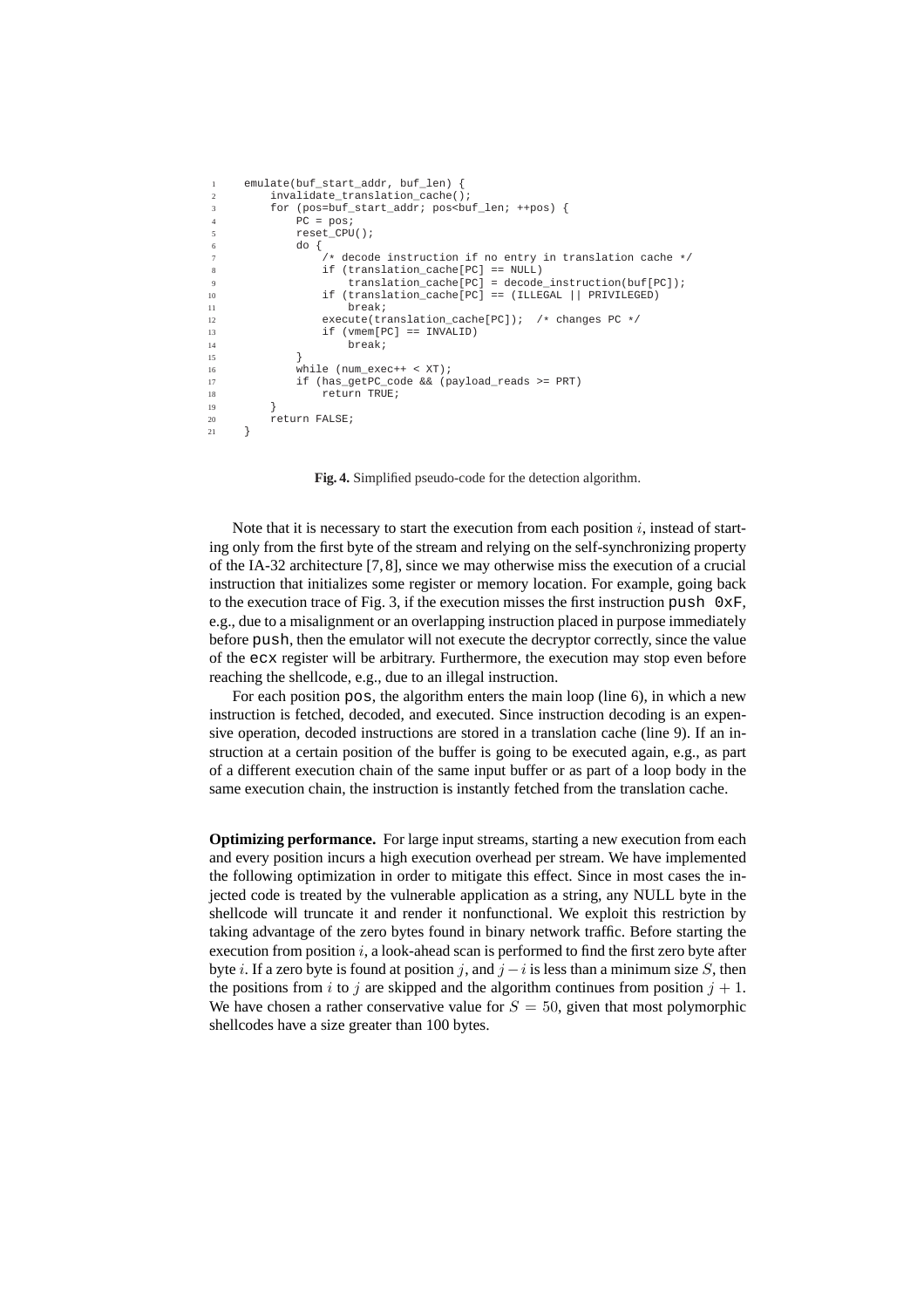```
1    emulate(buf_start_addr, buf_len) {
2        invalidate_translation_cache();
3        for (pos=buf_start_addr; pos<buf_len; ++pos) {
4            PC = pos;
5            reset_CPU();
6            do {
7                /* decode instruction if no entry in translation cache */
8                if (translation_cache[PC] == NULL)
9                    translation_cache[PC] = decode_instruction(buf[PC]);
10               if (translation_cache[PC] == (ILLEGAL || PRIVILEGED)
11                   break;
12               execute(translation_cache[PC]);  /* changes PC */
13               if (vmem[PC] == INVALID)
14                   break;
15           }
16           while (num_exec++ < XT);
17           if (has_getPC_code && (payload_reads >= PRT)
18               return TRUE;
19       }
20       return FALSE;
21   }
```

**Fig. 4.** Simplified pseudo-code for the detection algorithm.

Note that it is necessary to start the execution from each position $i$, instead of starting only from the first byte of the stream and relying on the self-synchronizing property of the IA-32 architecture [7, 8], since we may otherwise miss the execution of a crucial instruction that initializes some register or memory location. For example, going back to the execution trace of Fig. 3, if the execution misses the first instruction `push 0xF`, e.g., due to a misalignment or an overlapping instruction placed in purpose immediately before `push`, then the emulator will not execute the decryptor correctly, since the value of the `ecx` register will be arbitrary. Furthermore, the execution may stop even before reaching the shellcode, e.g., due to an illegal instruction.

For each position `pos`, the algorithm enters the main loop (line 6), in which a new instruction is fetched, decoded, and executed. Since instruction decoding is an expensive operation, decoded instructions are stored in a translation cache (line 9). If an instruction at a certain position of the buffer is going to be executed again, e.g., as part of a different execution chain of the same input buffer or as part of a loop body in the same execution chain, the instruction is instantly fetched from the translation cache.

**Optimizing performance.** For large input streams, starting a new execution from each and every position incurs a high execution overhead per stream. We have implemented the following optimization in order to mitigate this effect. Since in most cases the injected code is treated by the vulnerable application as a string, any NULL byte in the shellcode will truncate it and render it nonfunctional. We exploit this restriction by taking advantage of the zero bytes found in binary network traffic. Before starting the execution from position $i$, a look-ahead scan is performed to find the first zero byte after byte $i$. If a zero byte is found at position $j$, and $j - i$ is less than a minimum size $S$, then the positions from $i$ to $j$ are skipped and the algorithm continues from position $j + 1$. We have chosen a rather conservative value for $S = 50$, given that most polymorphic shellcodes have a size greater than 100 bytes.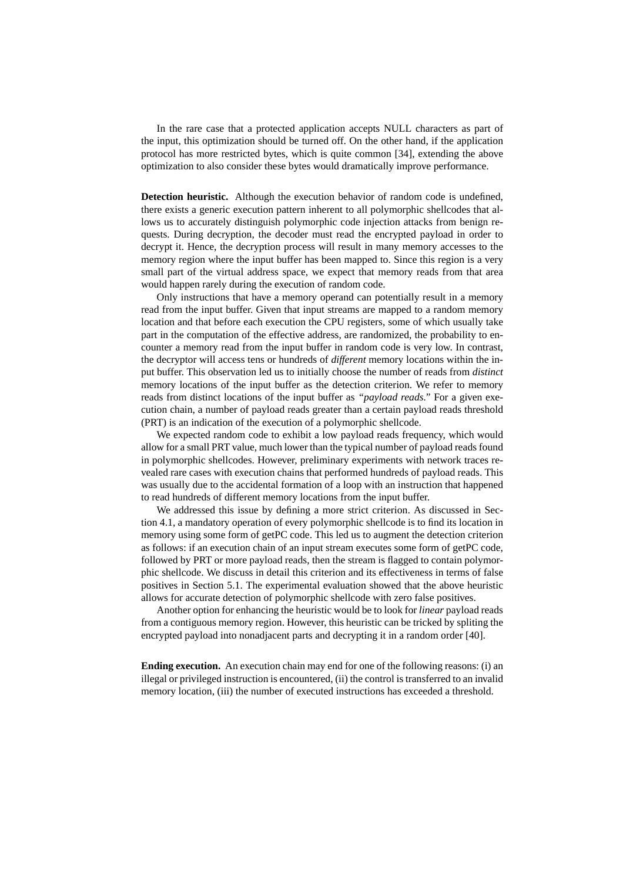In the rare case that a protected application accepts NULL characters as part of the input, this optimization should be turned off. On the other hand, if the application protocol has more restricted bytes, which is quite common [34], extending the above optimization to also consider these bytes would dramatically improve performance.

**Detection heuristic.** Although the execution behavior of random code is undefined, there exists a generic execution pattern inherent to all polymorphic shellcodes that allows us to accurately distinguish polymorphic code injection attacks from benign requests. During decryption, the decoder must read the encrypted payload in order to decrypt it. Hence, the decryption process will result in many memory accesses to the memory region where the input buffer has been mapped to. Since this region is a very small part of the virtual address space, we expect that memory reads from that area would happen rarely during the execution of random code.

Only instructions that have a memory operand can potentially result in a memory read from the input buffer. Given that input streams are mapped to a random memory location and that before each execution the CPU registers, some of which usually take part in the computation of the effective address, are randomized, the probability to encounter a memory read from the input buffer in random code is very low. In contrast, the decryptor will access tens or hundreds of *different* memory locations within the input buffer. This observation led us to initially choose the number of reads from *distinct* memory locations of the input buffer as the detection criterion. We refer to memory reads from distinct locations of the input buffer as "*payload reads*." For a given execution chain, a number of payload reads greater than a certain payload reads threshold (PRT) is an indication of the execution of a polymorphic shellcode.

We expected random code to exhibit a low payload reads frequency, which would allow for a small PRT value, much lower than the typical number of payload reads found in polymorphic shellcodes. However, preliminary experiments with network traces revealed rare cases with execution chains that performed hundreds of payload reads. This was usually due to the accidental formation of a loop with an instruction that happened to read hundreds of different memory locations from the input buffer.

We addressed this issue by defining a more strict criterion. As discussed in Section 4.1, a mandatory operation of every polymorphic shellcode is to find its location in memory using some form of getPC code. This led us to augment the detection criterion as follows: if an execution chain of an input stream executes some form of getPC code, followed by PRT or more payload reads, then the stream is flagged to contain polymorphic shellcode. We discuss in detail this criterion and its effectiveness in terms of false positives in Section 5.1. The experimental evaluation showed that the above heuristic allows for accurate detection of polymorphic shellcode with zero false positives.

Another option for enhancing the heuristic would be to look for *linear* payload reads from a contiguous memory region. However, this heuristic can be tricked by spliting the encrypted payload into nonadjacent parts and decrypting it in a random order [40].

**Ending execution.** An execution chain may end for one of the following reasons: (i) an illegal or privileged instruction is encountered, (ii) the control is transferred to an invalid memory location, (iii) the number of executed instructions has exceeded a threshold.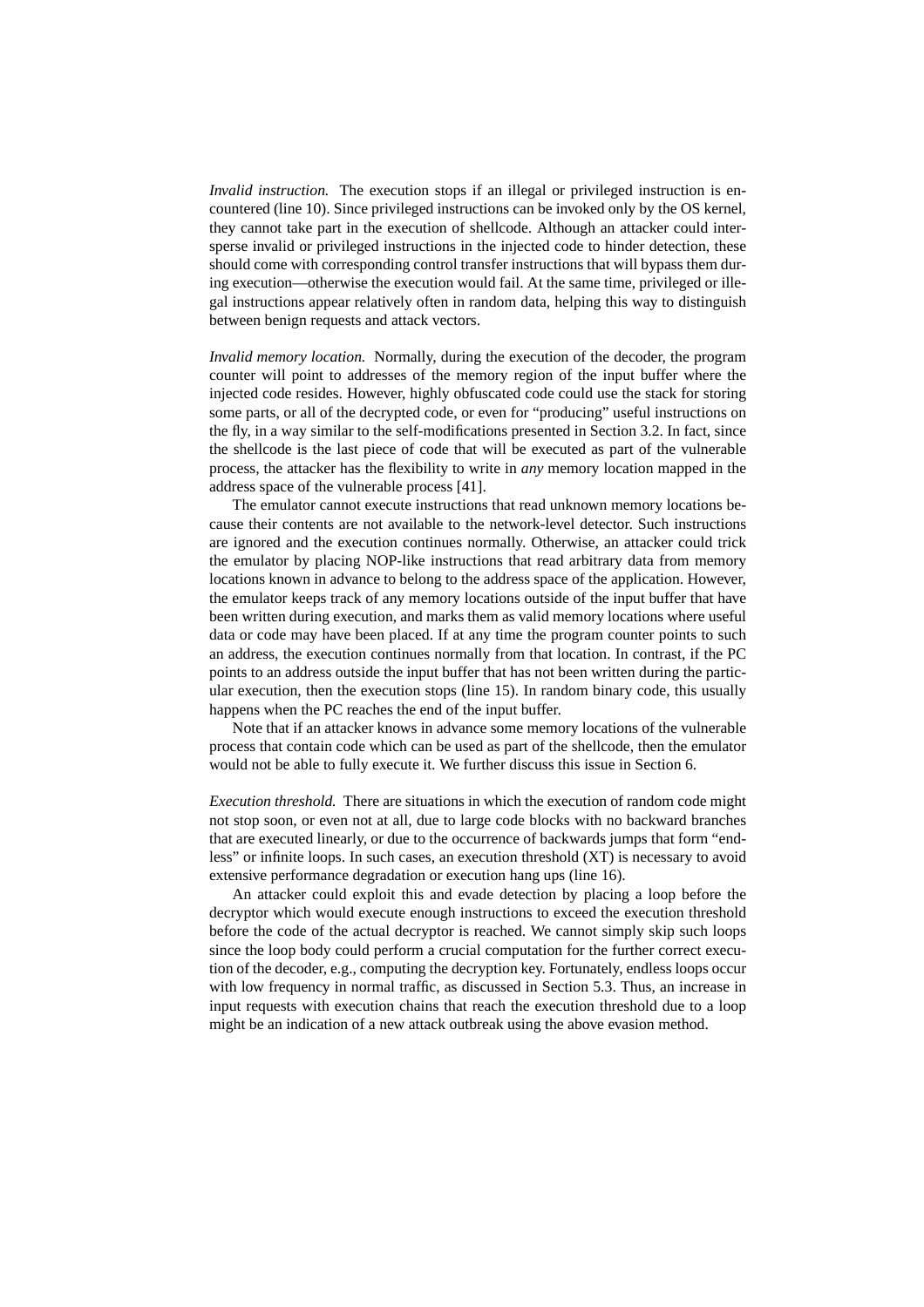*Invalid instruction.* The execution stops if an illegal or privileged instruction is encountered (line 10). Since privileged instructions can be invoked only by the OS kernel, they cannot take part in the execution of shellcode. Although an attacker could intersperse invalid or privileged instructions in the injected code to hinder detection, these should come with corresponding control transfer instructions that will bypass them during execution—otherwise the execution would fail. At the same time, privileged or illegal instructions appear relatively often in random data, helping this way to distinguish between benign requests and attack vectors.

*Invalid memory location.* Normally, during the execution of the decoder, the program counter will point to addresses of the memory region of the input buffer where the injected code resides. However, highly obfuscated code could use the stack for storing some parts, or all of the decrypted code, or even for "producing" useful instructions on the fly, in a way similar to the self-modifications presented in Section 3.2. In fact, since the shellcode is the last piece of code that will be executed as part of the vulnerable process, the attacker has the flexibility to write in *any* memory location mapped in the address space of the vulnerable process [41].

The emulator cannot execute instructions that read unknown memory locations because their contents are not available to the network-level detector. Such instructions are ignored and the execution continues normally. Otherwise, an attacker could trick the emulator by placing NOP-like instructions that read arbitrary data from memory locations known in advance to belong to the address space of the application. However, the emulator keeps track of any memory locations outside of the input buffer that have been written during execution, and marks them as valid memory locations where useful data or code may have been placed. If at any time the program counter points to such an address, the execution continues normally from that location. In contrast, if the PC points to an address outside the input buffer that has not been written during the particular execution, then the execution stops (line 15). In random binary code, this usually happens when the PC reaches the end of the input buffer.

Note that if an attacker knows in advance some memory locations of the vulnerable process that contain code which can be used as part of the shellcode, then the emulator would not be able to fully execute it. We further discuss this issue in Section 6.

*Execution threshold.* There are situations in which the execution of random code might not stop soon, or even not at all, due to large code blocks with no backward branches that are executed linearly, or due to the occurrence of backwards jumps that form "endless" or infinite loops. In such cases, an execution threshold (XT) is necessary to avoid extensive performance degradation or execution hang ups (line 16).

An attacker could exploit this and evade detection by placing a loop before the decryptor which would execute enough instructions to exceed the execution threshold before the code of the actual decryptor is reached. We cannot simply skip such loops since the loop body could perform a crucial computation for the further correct execution of the decoder, e.g., computing the decryption key. Fortunately, endless loops occur with low frequency in normal traffic, as discussed in Section 5.3. Thus, an increase in input requests with execution chains that reach the execution threshold due to a loop might be an indication of a new attack outbreak using the above evasion method.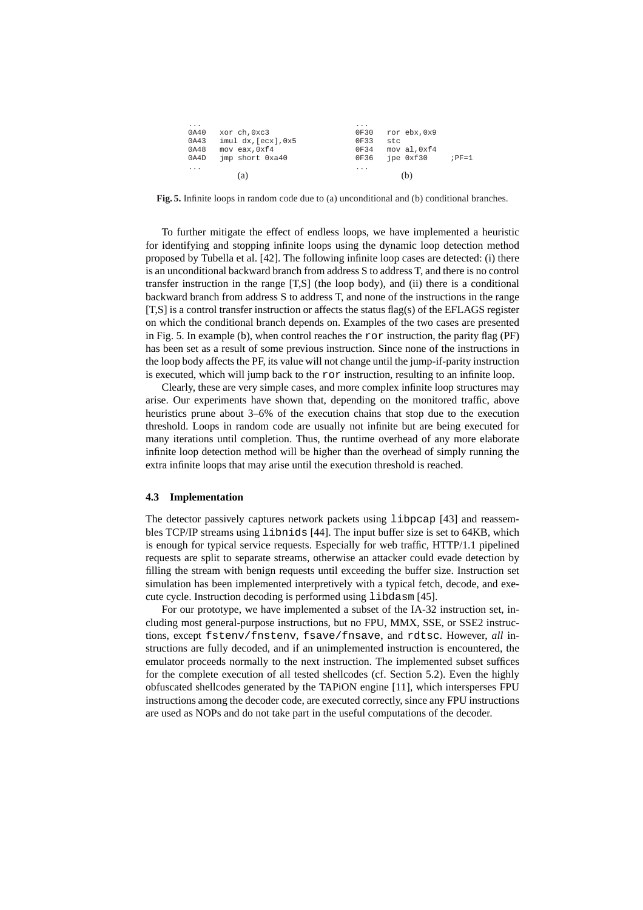```
...
0A40   xor ch,0xc3
0A43   imul dx,[ecx],0x5
0A48   mov eax,0xf4
0A4D   jmp short 0xa40
...
```
(a)

```
...
0F30   ror ebx,0x9
0F33   stc
0F34   mov al,0xf4
0F36   jpe 0xf30      ;PF=1
...
```
(b)

**Fig. 5.** Infinite loops in random code due to (a) unconditional and (b) conditional branches.

To further mitigate the effect of endless loops, we have implemented a heuristic for identifying and stopping infinite loops using the dynamic loop detection method proposed by Tubella et al. [42]. The following infinite loop cases are detected: (i) there is an unconditional backward branch from address S to address T, and there is no control transfer instruction in the range [T,S] (the loop body), and (ii) there is a conditional backward branch from address S to address T, and none of the instructions in the range [T,S] is a control transfer instruction or affects the status flag(s) of the EFLAGS register on which the conditional branch depends on. Examples of the two cases are presented in Fig. 5. In example (b), when control reaches the `ror` instruction, the parity flag (PF) has been set as a result of some previous instruction. Since none of the instructions in the loop body affects the PF, its value will not change until the jump-if-parity instruction is executed, which will jump back to the `ror` instruction, resulting to an infinite loop.

Clearly, these are very simple cases, and more complex infinite loop structures may arise. Our experiments have shown that, depending on the monitored traffic, above heuristics prune about 3–6% of the execution chains that stop due to the execution threshold. Loops in random code are usually not infinite but are being executed for many iterations until completion. Thus, the runtime overhead of any more elaborate infinite loop detection method will be higher than the overhead of simply running the extra infinite loops that may arise until the execution threshold is reached.

### 4.3 Implementation

The detector passively captures network packets using `libpcap` [43] and reassembles TCP/IP streams using `libnids` [44]. The input buffer size is set to 64KB, which is enough for typical service requests. Especially for web traffic, HTTP/1.1 pipelined requests are split to separate streams, otherwise an attacker could evade detection by filling the stream with benign requests until exceeding the buffer size. Instruction set simulation has been implemented interpretively with a typical fetch, decode, and execute cycle. Instruction decoding is performed using `libdasm` [45].

For our prototype, we have implemented a subset of the IA-32 instruction set, including most general-purpose instructions, but no FPU, MMX, SSE, or SSE2 instructions, except `fstenv/fnstenv`, `fsave/fnsave`, and `rdtsc`. However, *all* instructions are fully decoded, and if an unimplemented instruction is encountered, the emulator proceeds normally to the next instruction. The implemented subset suffices for the complete execution of all tested shellcodes (cf. Section 5.2). Even the highly obfuscated shellcodes generated by the TAPiON engine [11], which intersperses FPU instructions among the decoder code, are executed correctly, since any FPU instructions are used as NOPs and do not take part in the useful computations of the decoder.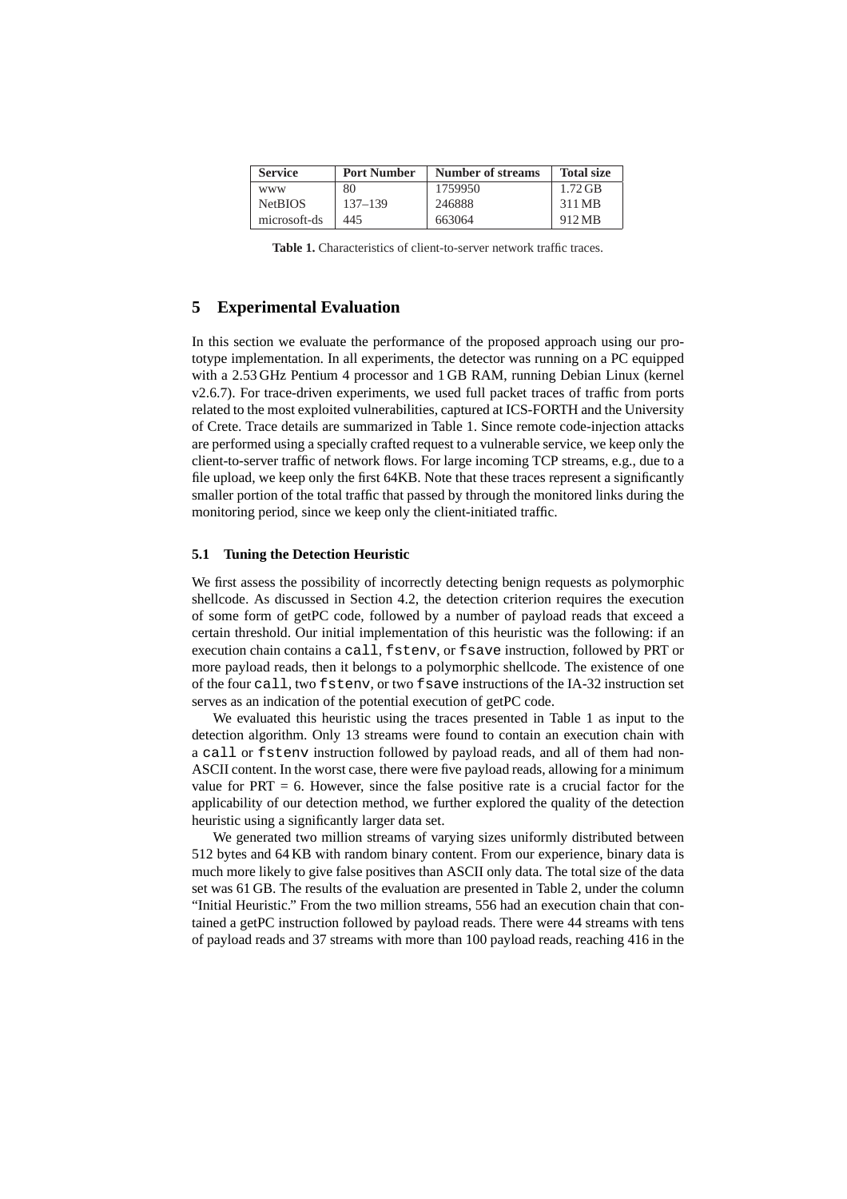| Service | Port Number | Number of streams | Total size |
| --- | --- | --- | --- |
| www | 80 | 1759950 | 1.72 GB |
| NetBIOS | 137–139 | 246888 | 311 MB |
| microsoft-ds | 445 | 663064 | 912 MB |

**Table 1.** Characteristics of client-to-server network traffic traces.

## 5 Experimental Evaluation

In this section we evaluate the performance of the proposed approach using our prototype implementation. In all experiments, the detector was running on a PC equipped with a 2.53 GHz Pentium 4 processor and 1 GB RAM, running Debian Linux (kernel v2.6.7). For trace-driven experiments, we used full packet traces of traffic from ports related to the most exploited vulnerabilities, captured at ICS-FORTH and the University of Crete. Trace details are summarized in Table 1. Since remote code-injection attacks are performed using a specially crafted request to a vulnerable service, we keep only the client-to-server traffic of network flows. For large incoming TCP streams, e.g., due to a file upload, we keep only the first 64KB. Note that these traces represent a significantly smaller portion of the total traffic that passed by through the monitored links during the monitoring period, since we keep only the client-initiated traffic.

### 5.1 Tuning the Detection Heuristic

We first assess the possibility of incorrectly detecting benign requests as polymorphic shellcode. As discussed in Section 4.2, the detection criterion requires the execution of some form of getPC code, followed by a number of payload reads that exceed a certain threshold. Our initial implementation of this heuristic was the following: if an execution chain contains a `call`, `fstenv`, or `fsave` instruction, followed by PRT or more payload reads, then it belongs to a polymorphic shellcode. The existence of one of the four `call`, two `fstenv`, or two `fsave` instructions of the IA-32 instruction set serves as an indication of the potential execution of getPC code.

We evaluated this heuristic using the traces presented in Table 1 as input to the detection algorithm. Only 13 streams were found to contain an execution chain with a `call` or `fstenv` instruction followed by payload reads, and all of them had non-ASCII content. In the worst case, there were five payload reads, allowing for a minimum value for PRT = 6. However, since the false positive rate is a crucial factor for the applicability of our detection method, we further explored the quality of the detection heuristic using a significantly larger data set.

We generated two million streams of varying sizes uniformly distributed between 512 bytes and 64 KB with random binary content. From our experience, binary data is much more likely to give false positives than ASCII only data. The total size of the data set was 61 GB. The results of the evaluation are presented in Table 2, under the column "Initial Heuristic." From the two million streams, 556 had an execution chain that contained a getPC instruction followed by payload reads. There were 44 streams with tens of payload reads and 37 streams with more than 100 payload reads, reaching 416 in the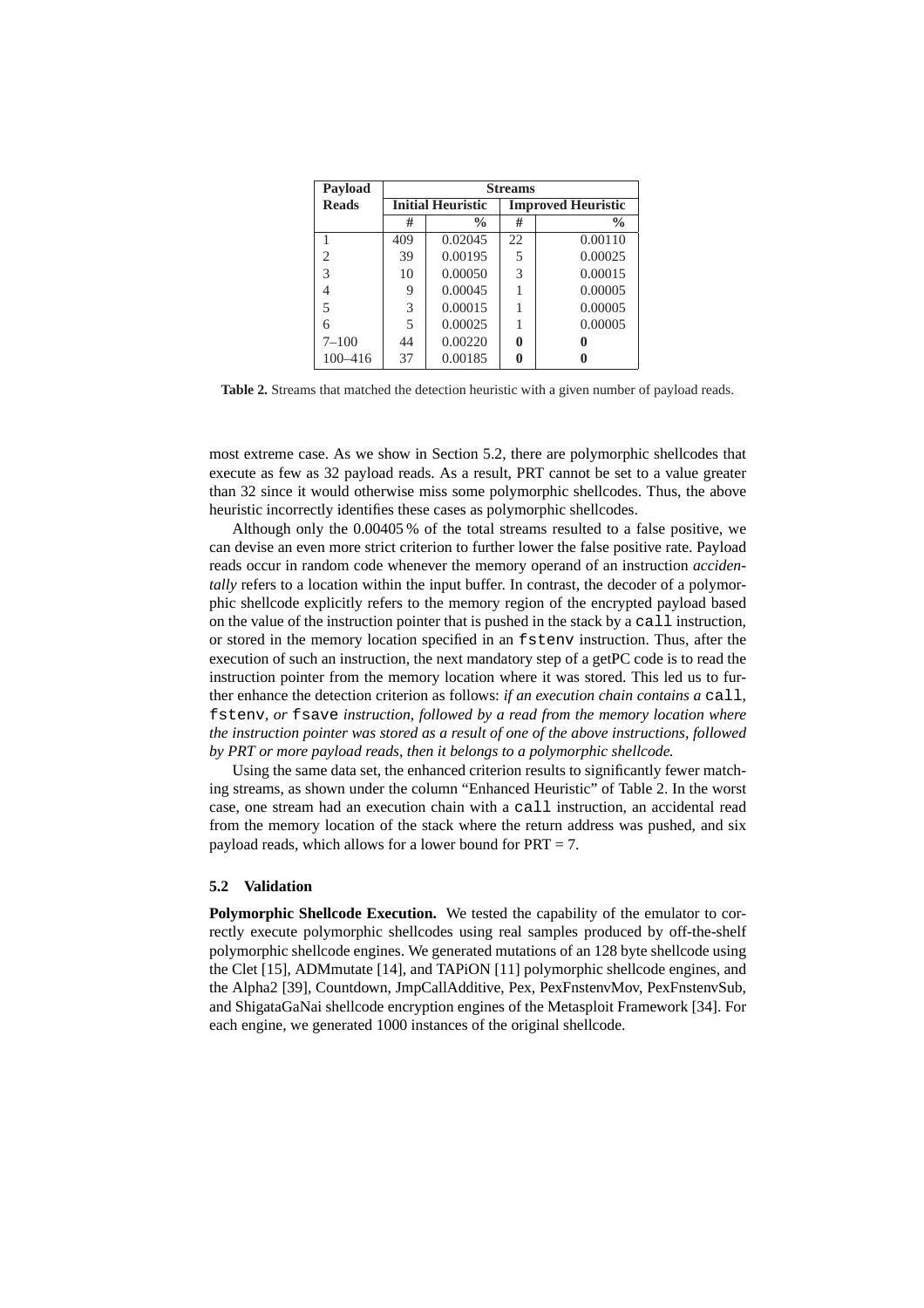| Payload Reads | Streams | | | |
|---|---|---|---|---|
| | Initial Heuristic | | Improved Heuristic | |
| | # | % | # | % |
| 1 | 409 | 0.02045 | 22 | 0.00110 |
| 2 | 39 | 0.00195 | 5 | 0.00025 |
| 3 | 10 | 0.00050 | 3 | 0.00015 |
| 4 | 9 | 0.00045 | 1 | 0.00005 |
| 5 | 3 | 0.00015 | 1 | 0.00005 |
| 6 | 5 | 0.00025 | 1 | 0.00005 |
| 7–100 | 44 | 0.00220 | **0** | **0** |
| 100–416 | 37 | 0.00185 | **0** | **0** |

**Table 2.** Streams that matched the detection heuristic with a given number of payload reads.

most extreme case. As we show in Section 5.2, there are polymorphic shellcodes that execute as few as 32 payload reads. As a result, PRT cannot be set to a value greater than 32 since it would otherwise miss some polymorphic shellcodes. Thus, the above heuristic incorrectly identifies these cases as polymorphic shellcodes.

Although only the 0.00405 % of the total streams resulted to a false positive, we can devise an even more strict criterion to further lower the false positive rate. Payload reads occur in random code whenever the memory operand of an instruction *accidentally* refers to a location within the input buffer. In contrast, the decoder of a polymorphic shellcode explicitly refers to the memory region of the encrypted payload based on the value of the instruction pointer that is pushed in the stack by a `call` instruction, or stored in the memory location specified in an `fstenv` instruction. Thus, after the execution of such an instruction, the next mandatory step of a getPC code is to read the instruction pointer from the memory location where it was stored. This led us to further enhance the detection criterion as follows: *if an execution chain contains a* `call`*,* `fstenv`*, or* `fsave` *instruction, followed by a read from the memory location where the instruction pointer was stored as a result of one of the above instructions, followed by PRT or more payload reads, then it belongs to a polymorphic shellcode.*

Using the same data set, the enhanced criterion results to significantly fewer matching streams, as shown under the column "Enhanced Heuristic" of Table 2. In the worst case, one stream had an execution chain with a `call` instruction, an accidental read from the memory location of the stack where the return address was pushed, and six payload reads, which allows for a lower bound for PRT = 7.

### 5.2 Validation

**Polymorphic Shellcode Execution.** We tested the capability of the emulator to correctly execute polymorphic shellcodes using real samples produced by off-the-shelf polymorphic shellcode engines. We generated mutations of an 128 byte shellcode using the Clet [15], ADMmutate [14], and TAPiON [11] polymorphic shellcode engines, and the Alpha2 [39], Countdown, JmpCallAdditive, Pex, PexFnstenvMov, PexFnstenvSub, and ShigataGaNai shellcode encryption engines of the Metasploit Framework [34]. For each engine, we generated 1000 instances of the original shellcode.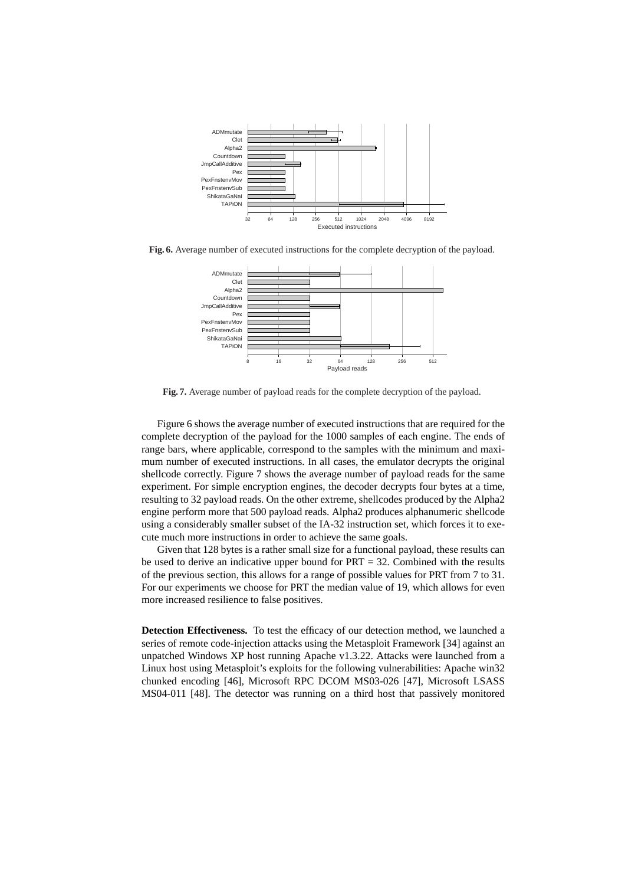**Fig. 6.** Average number of executed instructions for the complete decryption of the payload.

**Fig. 7.** Average number of payload reads for the complete decryption of the payload.

Figure 6 shows the average number of executed instructions that are required for the complete decryption of the payload for the 1000 samples of each engine. The ends of range bars, where applicable, correspond to the samples with the minimum and maximum number of executed instructions. In all cases, the emulator decrypts the original shellcode correctly. Figure 7 shows the average number of payload reads for the same experiment. For simple encryption engines, the decoder decrypts four bytes at a time, resulting to 32 payload reads. On the other extreme, shellcodes produced by the Alpha2 engine perform more that 500 payload reads. Alpha2 produces alphanumeric shellcode using a considerably smaller subset of the IA-32 instruction set, which forces it to execute much more instructions in order to achieve the same goals.

Given that 128 bytes is a rather small size for a functional payload, these results can be used to derive an indicative upper bound for PRT = 32. Combined with the results of the previous section, this allows for a range of possible values for PRT from 7 to 31. For our experiments we choose for PRT the median value of 19, which allows for even more increased resilience to false positives.

**Detection Effectiveness.** To test the efficacy of our detection method, we launched a series of remote code-injection attacks using the Metasploit Framework [34] against an unpatched Windows XP host running Apache v1.3.22. Attacks were launched from a Linux host using Metasploit's exploits for the following vulnerabilities: Apache win32 chunked encoding [46], Microsoft RPC DCOM MS03-026 [47], Microsoft LSASS MS04-011 [48]. The detector was running on a third host that passively monitored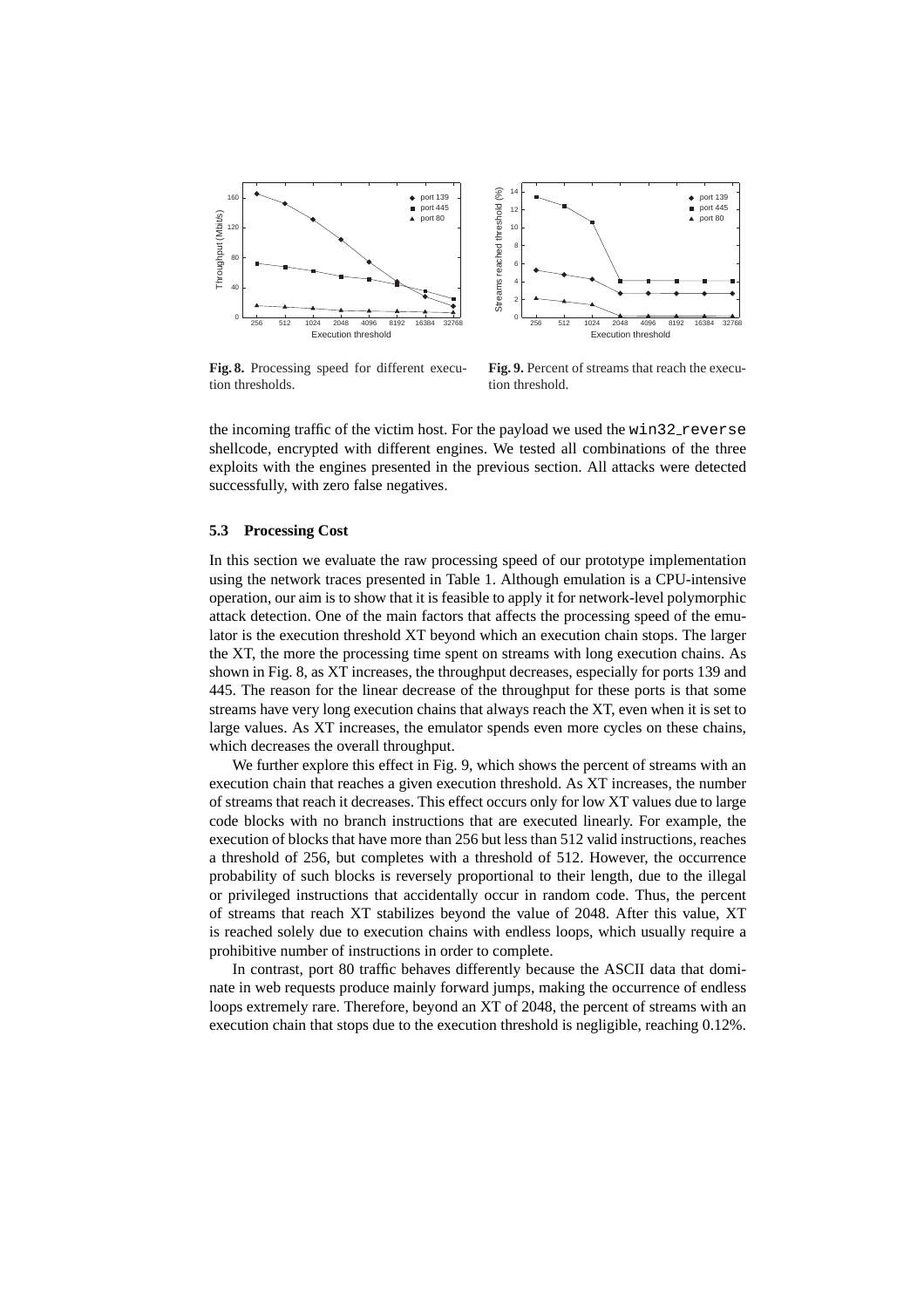**Fig. 8.** Processing speed for different execution thresholds.

**Fig. 9.** Percent of streams that reach the execution threshold.

the incoming traffic of the victim host. For the payload we used the `win32_reverse` shellcode, encrypted with different engines. We tested all combinations of the three exploits with the engines presented in the previous section. All attacks were detected successfully, with zero false negatives.

### 5.3 Processing Cost

In this section we evaluate the raw processing speed of our prototype implementation using the network traces presented in Table 1. Although emulation is a CPU-intensive operation, our aim is to show that it is feasible to apply it for network-level polymorphic attack detection. One of the main factors that affects the processing speed of the emulator is the execution threshold XT beyond which an execution chain stops. The larger the XT, the more the processing time spent on streams with long execution chains. As shown in Fig. 8, as XT increases, the throughput decreases, especially for ports 139 and 445. The reason for the linear decrease of the throughput for these ports is that some streams have very long execution chains that always reach the XT, even when it is set to large values. As XT increases, the emulator spends even more cycles on these chains, which decreases the overall throughput.

We further explore this effect in Fig. 9, which shows the percent of streams with an execution chain that reaches a given execution threshold. As XT increases, the number of streams that reach it decreases. This effect occurs only for low XT values due to large code blocks with no branch instructions that are executed linearly. For example, the execution of blocks that have more than 256 but less than 512 valid instructions, reaches a threshold of 256, but completes with a threshold of 512. However, the occurrence probability of such blocks is reversely proportional to their length, due to the illegal or privileged instructions that accidentally occur in random code. Thus, the percent of streams that reach XT stabilizes beyond the value of 2048. After this value, XT is reached solely due to execution chains with endless loops, which usually require a prohibitive number of instructions in order to complete.

In contrast, port 80 traffic behaves differently because the ASCII data that dominate in web requests produce mainly forward jumps, making the occurrence of endless loops extremely rare. Therefore, beyond an XT of 2048, the percent of streams with an execution chain that stops due to the execution threshold is negligible, reaching 0.12%.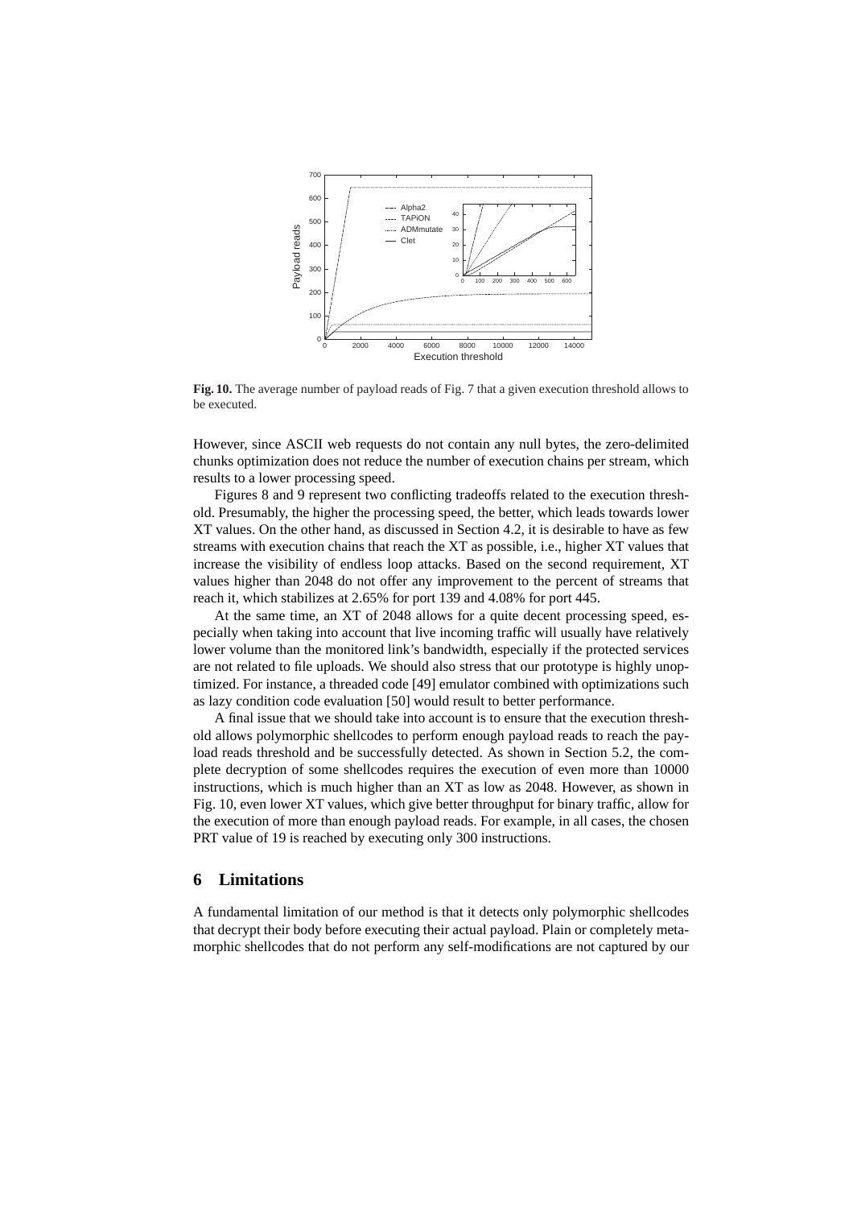**Fig. 10.** The average number of payload reads of Fig. 7 that a given execution threshold allows to be executed.

However, since ASCII web requests do not contain any null bytes, the zero-delimited chunks optimization does not reduce the number of execution chains per stream, which results to a lower processing speed.

Figures 8 and 9 represent two conflicting tradeoffs related to the execution threshold. Presumably, the higher the processing speed, the better, which leads towards lower XT values. On the other hand, as discussed in Section 4.2, it is desirable to have as few streams with execution chains that reach the XT as possible, i.e., higher XT values that increase the visibility of endless loop attacks. Based on the second requirement, XT values higher than 2048 do not offer any improvement to the percent of streams that reach it, which stabilizes at 2.65% for port 139 and 4.08% for port 445.

At the same time, an XT of 2048 allows for a quite decent processing speed, especially when taking into account that live incoming traffic will usually have relatively lower volume than the monitored link's bandwidth, especially if the protected services are not related to file uploads. We should also stress that our prototype is highly unoptimized. For instance, a threaded code [49] emulator combined with optimizations such as lazy condition code evaluation [50] would result to better performance.

A final issue that we should take into account is to ensure that the execution threshold allows polymorphic shellcodes to perform enough payload reads to reach the payload reads threshold and be successfully detected. As shown in Section 5.2, the complete decryption of some shellcodes requires the execution of even more than 10000 instructions, which is much higher than an XT as low as 2048. However, as shown in Fig. 10, even lower XT values, which give better throughput for binary traffic, allow for the execution of more than enough payload reads. For example, in all cases, the chosen PRT value of 19 is reached by executing only 300 instructions.

## 6 Limitations

A fundamental limitation of our method is that it detects only polymorphic shellcodes that decrypt their body before executing their actual payload. Plain or completely metamorphic shellcodes that do not perform any self-modifications are not captured by our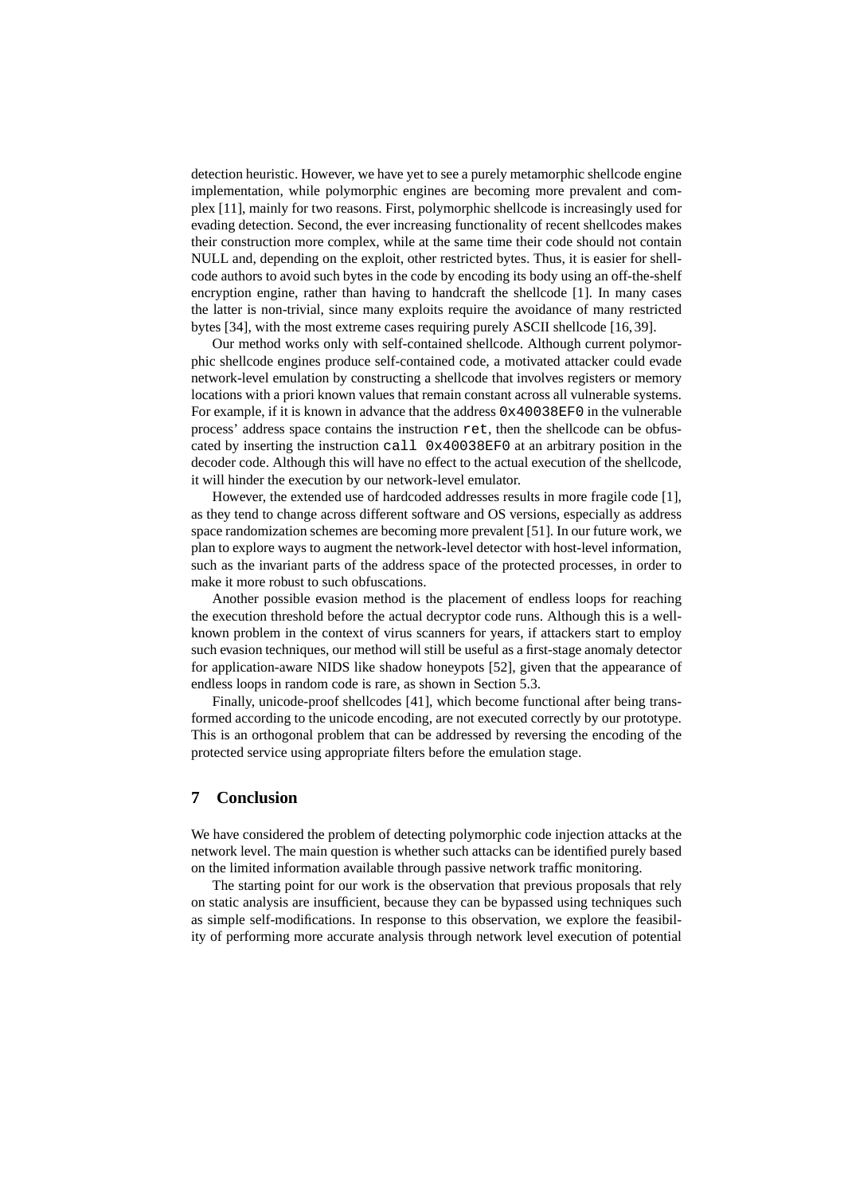detection heuristic. However, we have yet to see a purely metamorphic shellcode engine implementation, while polymorphic engines are becoming more prevalent and complex [11], mainly for two reasons. First, polymorphic shellcode is increasingly used for evading detection. Second, the ever increasing functionality of recent shellcodes makes their construction more complex, while at the same time their code should not contain NULL and, depending on the exploit, other restricted bytes. Thus, it is easier for shellcode authors to avoid such bytes in the code by encoding its body using an off-the-shelf encryption engine, rather than having to handcraft the shellcode [1]. In many cases the latter is non-trivial, since many exploits require the avoidance of many restricted bytes [34], with the most extreme cases requiring purely ASCII shellcode [16, 39].

Our method works only with self-contained shellcode. Although current polymorphic shellcode engines produce self-contained code, a motivated attacker could evade network-level emulation by constructing a shellcode that involves registers or memory locations with a priori known values that remain constant across all vulnerable systems. For example, if it is known in advance that the address `0x40038EF0` in the vulnerable process' address space contains the instruction `ret`, then the shellcode can be obfuscated by inserting the instruction `call 0x40038EF0` at an arbitrary position in the decoder code. Although this will have no effect to the actual execution of the shellcode, it will hinder the execution by our network-level emulator.

However, the extended use of hardcoded addresses results in more fragile code [1], as they tend to change across different software and OS versions, especially as address space randomization schemes are becoming more prevalent [51]. In our future work, we plan to explore ways to augment the network-level detector with host-level information, such as the invariant parts of the address space of the protected processes, in order to make it more robust to such obfuscations.

Another possible evasion method is the placement of endless loops for reaching the execution threshold before the actual decryptor code runs. Although this is a well-known problem in the context of virus scanners for years, if attackers start to employ such evasion techniques, our method will still be useful as a first-stage anomaly detector for application-aware NIDS like shadow honeypots [52], given that the appearance of endless loops in random code is rare, as shown in Section 5.3.

Finally, unicode-proof shellcodes [41], which become functional after being transformed according to the unicode encoding, are not executed correctly by our prototype. This is an orthogonal problem that can be addressed by reversing the encoding of the protected service using appropriate filters before the emulation stage.

## 7 Conclusion

We have considered the problem of detecting polymorphic code injection attacks at the network level. The main question is whether such attacks can be identified purely based on the limited information available through passive network traffic monitoring.

The starting point for our work is the observation that previous proposals that rely on static analysis are insufficient, because they can be bypassed using techniques such as simple self-modifications. In response to this observation, we explore the feasibility of performing more accurate analysis through network level execution of potential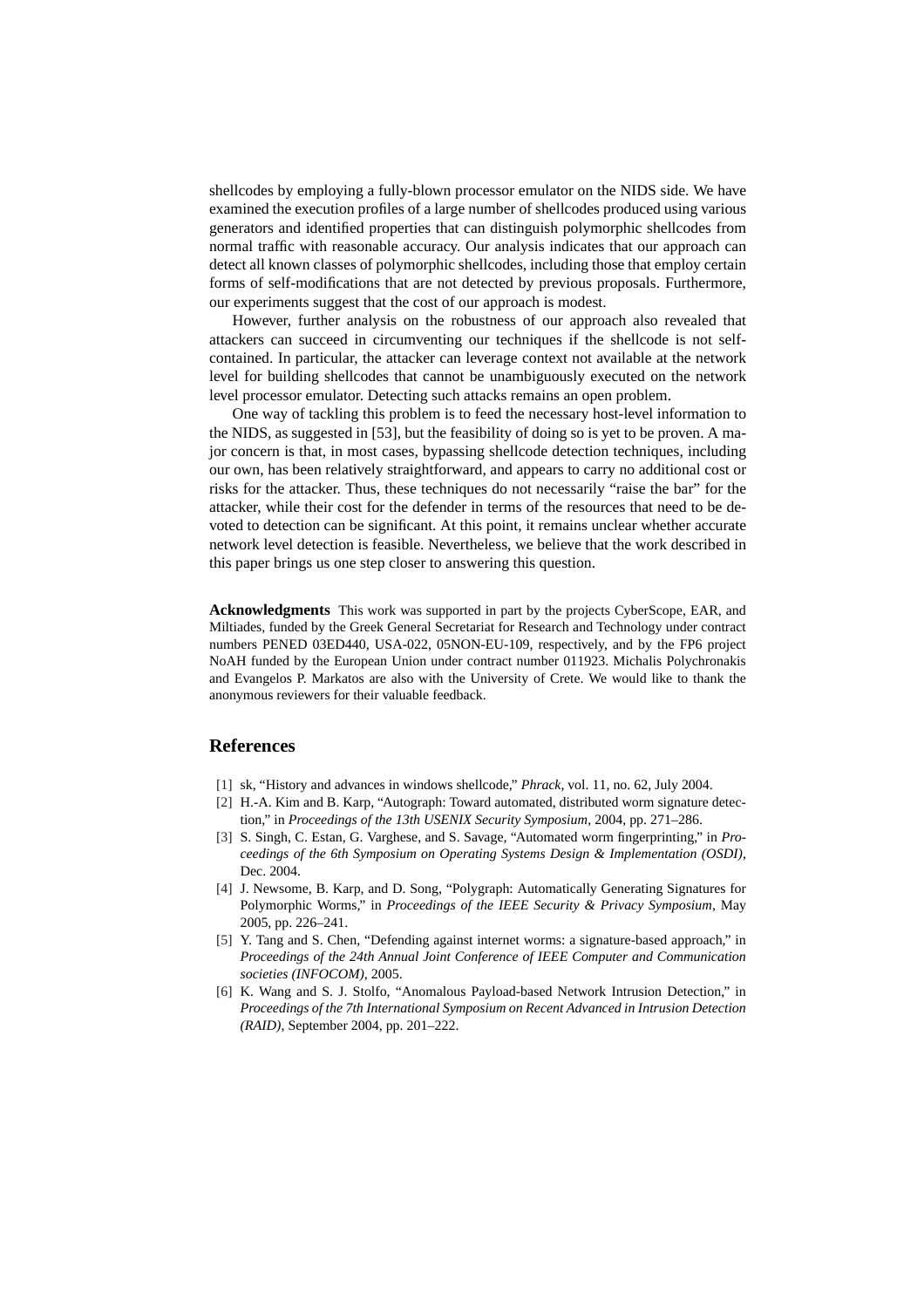shellcodes by employing a fully-blown processor emulator on the NIDS side. We have examined the execution profiles of a large number of shellcodes produced using various generators and identified properties that can distinguish polymorphic shellcodes from normal traffic with reasonable accuracy. Our analysis indicates that our approach can detect all known classes of polymorphic shellcodes, including those that employ certain forms of self-modifications that are not detected by previous proposals. Furthermore, our experiments suggest that the cost of our approach is modest.

However, further analysis on the robustness of our approach also revealed that attackers can succeed in circumventing our techniques if the shellcode is not self-contained. In particular, the attacker can leverage context not available at the network level for building shellcodes that cannot be unambiguously executed on the network level processor emulator. Detecting such attacks remains an open problem.

One way of tackling this problem is to feed the necessary host-level information to the NIDS, as suggested in [53], but the feasibility of doing so is yet to be proven. A major concern is that, in most cases, bypassing shellcode detection techniques, including our own, has been relatively straightforward, and appears to carry no additional cost or risks for the attacker. Thus, these techniques do not necessarily "raise the bar" for the attacker, while their cost for the defender in terms of the resources that need to be devoted to detection can be significant. At this point, it remains unclear whether accurate network level detection is feasible. Nevertheless, we believe that the work described in this paper brings us one step closer to answering this question.

**Acknowledgments** This work was supported in part by the projects CyberScope, EAR, and Miltiades, funded by the Greek General Secretariat for Research and Technology under contract numbers PENED 03ED440, USA-022, 05NON-EU-109, respectively, and by the FP6 project NoAH funded by the European Union under contract number 011923. Michalis Polychronakis and Evangelos P. Markatos are also with the University of Crete. We would like to thank the anonymous reviewers for their valuable feedback.

## References

[1] sk, "History and advances in windows shellcode," *Phrack*, vol. 11, no. 62, July 2004.

[2] H.-A. Kim and B. Karp, "Autograph: Toward automated, distributed worm signature detection," in *Proceedings of the 13th USENIX Security Symposium*, 2004, pp. 271–286.

[3] S. Singh, C. Estan, G. Varghese, and S. Savage, "Automated worm fingerprinting," in *Proceedings of the 6th Symposium on Operating Systems Design & Implementation (OSDI)*, Dec. 2004.

[4] J. Newsome, B. Karp, and D. Song, "Polygraph: Automatically Generating Signatures for Polymorphic Worms," in *Proceedings of the IEEE Security & Privacy Symposium*, May 2005, pp. 226–241.

[5] Y. Tang and S. Chen, "Defending against internet worms: a signature-based approach," in *Proceedings of the 24th Annual Joint Conference of IEEE Computer and Communication societies (INFOCOM)*, 2005.

[6] K. Wang and S. J. Stolfo, "Anomalous Payload-based Network Intrusion Detection," in *Proceedings of the 7th International Symposium on Recent Advanced in Intrusion Detection (RAID)*, September 2004, pp. 201–222.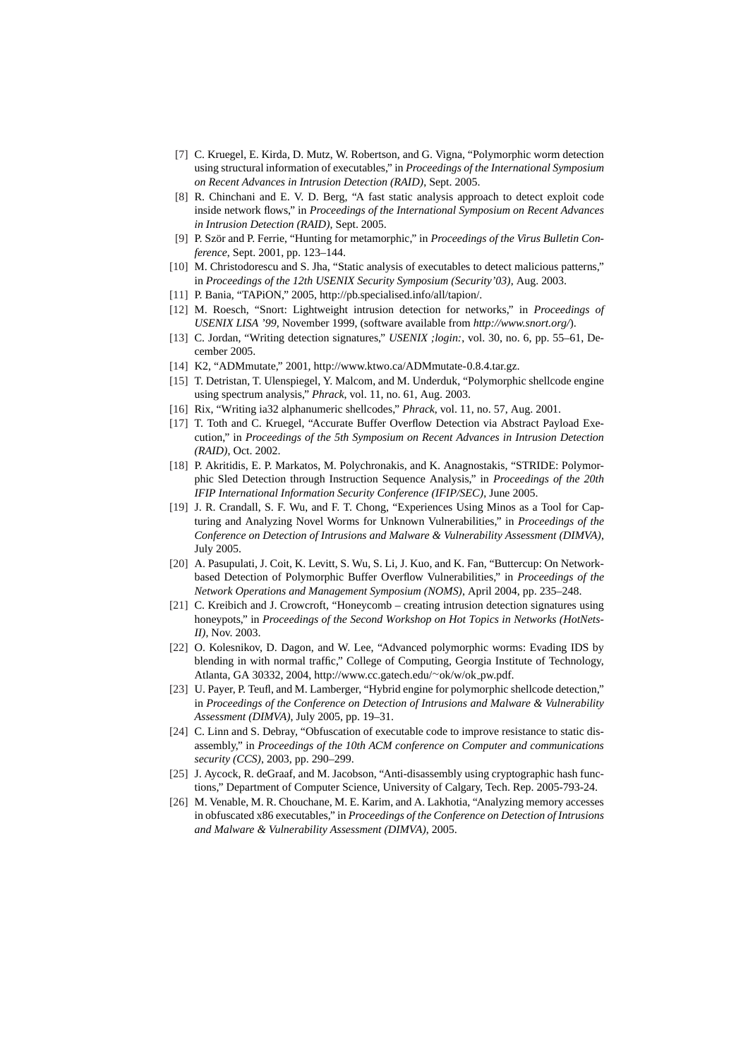[7] C. Kruegel, E. Kirda, D. Mutz, W. Robertson, and G. Vigna, “Polymorphic worm detection using structural information of executables,” in *Proceedings of the International Symposium on Recent Advances in Intrusion Detection (RAID)*, Sept. 2005.

[8] R. Chinchani and E. V. D. Berg, “A fast static analysis approach to detect exploit code inside network flows,” in *Proceedings of the International Symposium on Recent Advances in Intrusion Detection (RAID)*, Sept. 2005.

[9] P. Ször and P. Ferrie, “Hunting for metamorphic,” in *Proceedings of the Virus Bulletin Conference*, Sept. 2001, pp. 123–144.

[10] M. Christodorescu and S. Jha, “Static analysis of executables to detect malicious patterns,” in *Proceedings of the 12th USENIX Security Symposium (Security’03)*, Aug. 2003.

[11] P. Bania, “TAPiON,” 2005, http://pb.specialised.info/all/tapion/.

[12] M. Roesch, “Snort: Lightweight intrusion detection for networks,” in *Proceedings of USENIX LISA ’99*, November 1999, (software available from *http://www.snort.org/*).

[13] C. Jordan, “Writing detection signatures,” *USENIX ;login:*, vol. 30, no. 6, pp. 55–61, December 2005.

[14] K2, “ADMmutate,” 2001, http://www.ktwo.ca/ADMmutate-0.8.4.tar.gz.

[15] T. Detristan, T. Ulenspiegel, Y. Malcom, and M. Underduk, “Polymorphic shellcode engine using spectrum analysis,” *Phrack*, vol. 11, no. 61, Aug. 2003.

[16] Rix, “Writing ia32 alphanumeric shellcodes,” *Phrack*, vol. 11, no. 57, Aug. 2001.

[17] T. Toth and C. Kruegel, “Accurate Buffer Overflow Detection via Abstract Payload Execution,” in *Proceedings of the 5th Symposium on Recent Advances in Intrusion Detection (RAID)*, Oct. 2002.

[18] P. Akritidis, E. P. Markatos, M. Polychronakis, and K. Anagnostakis, “STRIDE: Polymorphic Sled Detection through Instruction Sequence Analysis,” in *Proceedings of the 20th IFIP International Information Security Conference (IFIP/SEC)*, June 2005.

[19] J. R. Crandall, S. F. Wu, and F. T. Chong, “Experiences Using Minos as a Tool for Capturing and Analyzing Novel Worms for Unknown Vulnerabilities,” in *Proceedings of the Conference on Detection of Intrusions and Malware & Vulnerability Assessment (DIMVA)*, July 2005.

[20] A. Pasupulati, J. Coit, K. Levitt, S. Wu, S. Li, J. Kuo, and K. Fan, “Buttercup: On Network-based Detection of Polymorphic Buffer Overflow Vulnerabilities,” in *Proceedings of the Network Operations and Management Symposium (NOMS)*, April 2004, pp. 235–248.

[21] C. Kreibich and J. Crowcroft, “Honeycomb – creating intrusion detection signatures using honeypots,” in *Proceedings of the Second Workshop on Hot Topics in Networks (HotNets-II)*, Nov. 2003.

[22] O. Kolesnikov, D. Dagon, and W. Lee, “Advanced polymorphic worms: Evading IDS by blending in with normal traffic,” College of Computing, Georgia Institute of Technology, Atlanta, GA 30332, 2004, http://www.cc.gatech.edu/~ok/w/ok_pw.pdf.

[23] U. Payer, P. Teufl, and M. Lamberger, “Hybrid engine for polymorphic shellcode detection,” in *Proceedings of the Conference on Detection of Intrusions and Malware & Vulnerability Assessment (DIMVA)*, July 2005, pp. 19–31.

[24] C. Linn and S. Debray, “Obfuscation of executable code to improve resistance to static disassembly,” in *Proceedings of the 10th ACM conference on Computer and communications security (CCS)*, 2003, pp. 290–299.

[25] J. Aycock, R. deGraaf, and M. Jacobson, “Anti-disassembly using cryptographic hash functions,” Department of Computer Science, University of Calgary, Tech. Rep. 2005-793-24.

[26] M. Venable, M. R. Chouchane, M. E. Karim, and A. Lakhotia, “Analyzing memory accesses in obfuscated x86 executables,” in *Proceedings of the Conference on Detection of Intrusions and Malware & Vulnerability Assessment (DIMVA)*, 2005.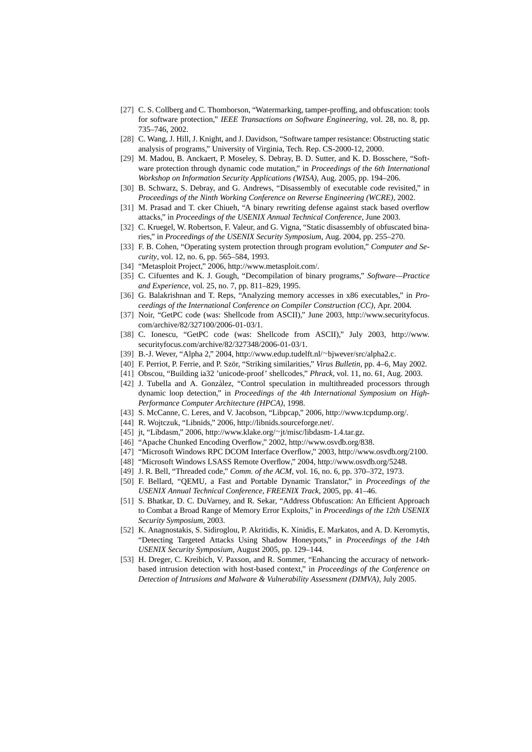[27] C. S. Collberg and C. Thomborson, "Watermarking, tamper-proffing, and obfuscation: tools for software protection," *IEEE Transactions on Software Engineering*, vol. 28, no. 8, pp. 735–746, 2002.

[28] C. Wang, J. Hill, J. Knight, and J. Davidson, "Software tamper resistance: Obstructing static analysis of programs," University of Virginia, Tech. Rep. CS-2000-12, 2000.

[29] M. Madou, B. Anckaert, P. Moseley, S. Debray, B. D. Sutter, and K. D. Bosschere, "Software protection through dynamic code mutation," in *Proceedings of the 6th International Workshop on Information Security Applications (WISA)*, Aug. 2005, pp. 194–206.

[30] B. Schwarz, S. Debray, and G. Andrews, "Disassembly of executable code revisited," in *Proceedings of the Ninth Working Conference on Reverse Engineering (WCRE)*, 2002.

[31] M. Prasad and T. cker Chiueh, "A binary rewriting defense against stack based overflow attacks," in *Proceedings of the USENIX Annual Technical Conference*, June 2003.

[32] C. Kruegel, W. Robertson, F. Valeur, and G. Vigna, "Static disassembly of obfuscated binaries," in *Proceedings of the USENIX Security Symposium*, Aug. 2004, pp. 255–270.

[33] F. B. Cohen, "Operating system protection through program evolution," *Computer and Security*, vol. 12, no. 6, pp. 565–584, 1993.

[34] "Metasploit Project," 2006, http://www.metasploit.com/.

[35] C. Cifuentes and K. J. Gough, "Decompilation of binary programs," *Software—Practice and Experience*, vol. 25, no. 7, pp. 811–829, 1995.

[36] G. Balakrishnan and T. Reps, "Analyzing memory accesses in x86 executables," in *Proceedings of the International Conference on Compiler Construction (CC)*, Apr. 2004.

[37] Noir, "GetPC code (was: Shellcode from ASCII)," June 2003, http://www.securityfocus.com/archive/82/327100/2006-01-03/1.

[38] C. Ionescu, "GetPC code (was: Shellcode from ASCII)," July 2003, http://www.securityfocus.com/archive/82/327348/2006-01-03/1.

[39] B.-J. Wever, "Alpha 2," 2004, http://www.edup.tudelft.nl/~bjwever/src/alpha2.c.

[40] F. Perriot, P. Ferrie, and P. Ször, "Striking similarities," *Virus Bulletin*, pp. 4–6, May 2002.

[41] Obscou, "Building ia32 'unicode-proof' shellcodes," *Phrack*, vol. 11, no. 61, Aug. 2003.

[42] J. Tubella and A. González, "Control speculation in multithreaded processors through dynamic loop detection," in *Proceedings of the 4th International Symposium on High-Performance Computer Architecture (HPCA)*, 1998.

[43] S. McCanne, C. Leres, and V. Jacobson, "Libpcap," 2006, http://www.tcpdump.org/.

[44] R. Wojtczuk, "Libnids," 2006, http://libnids.sourceforge.net/.

[45] jt, "Libdasm," 2006, http://www.klake.org/~jt/misc/libdasm-1.4.tar.gz.

[46] "Apache Chunked Encoding Overflow," 2002, http://www.osvdb.org/838.

[47] "Microsoft Windows RPC DCOM Interface Overflow," 2003, http://www.osvdb.org/2100.

[48] "Microsoft Windows LSASS Remote Overflow," 2004, http://www.osvdb.org/5248.

[49] J. R. Bell, "Threaded code," *Comm. of the ACM*, vol. 16, no. 6, pp. 370–372, 1973.

[50] F. Bellard, "QEMU, a Fast and Portable Dynamic Translator," in *Proceedings of the USENIX Annual Technical Conference, FREENIX Track*, 2005, pp. 41–46.

[51] S. Bhatkar, D. C. DuVarney, and R. Sekar, "Address Obfuscation: An Efficient Approach to Combat a Broad Range of Memory Error Exploits," in *Proceedings of the 12th USENIX Security Symposium*, 2003.

[52] K. Anagnostakis, S. Sidiroglou, P. Akritidis, K. Xinidis, E. Markatos, and A. D. Keromytis, "Detecting Targeted Attacks Using Shadow Honeypots," in *Proceedings of the 14th USENIX Security Symposium*, August 2005, pp. 129–144.

[53] H. Dreger, C. Kreibich, V. Paxson, and R. Sommer, "Enhancing the accuracy of network-based intrusion detection with host-based context," in *Proceedings of the Conference on Detection of Intrusions and Malware & Vulnerability Assessment (DIMVA)*, July 2005.